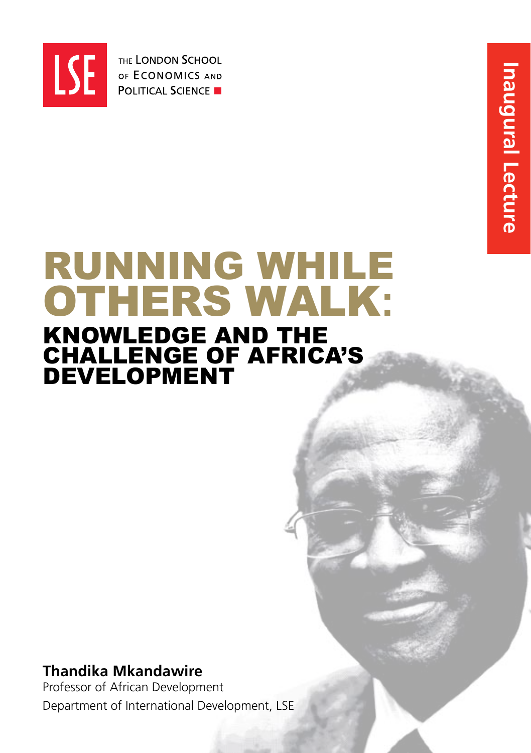THE LONDON SCHOOL OF ECONOMICS AND POLITICAL SCIENCE

Inaugural Lecture

# RUNNING WHILE OTHERS WALK:

## KNOWLEDGE AND THE CHALLENGE OF AFRICA'S DEVELOPMENT

**Thandika Mkandawire**

Professor of African Development

Department of International Development, LSE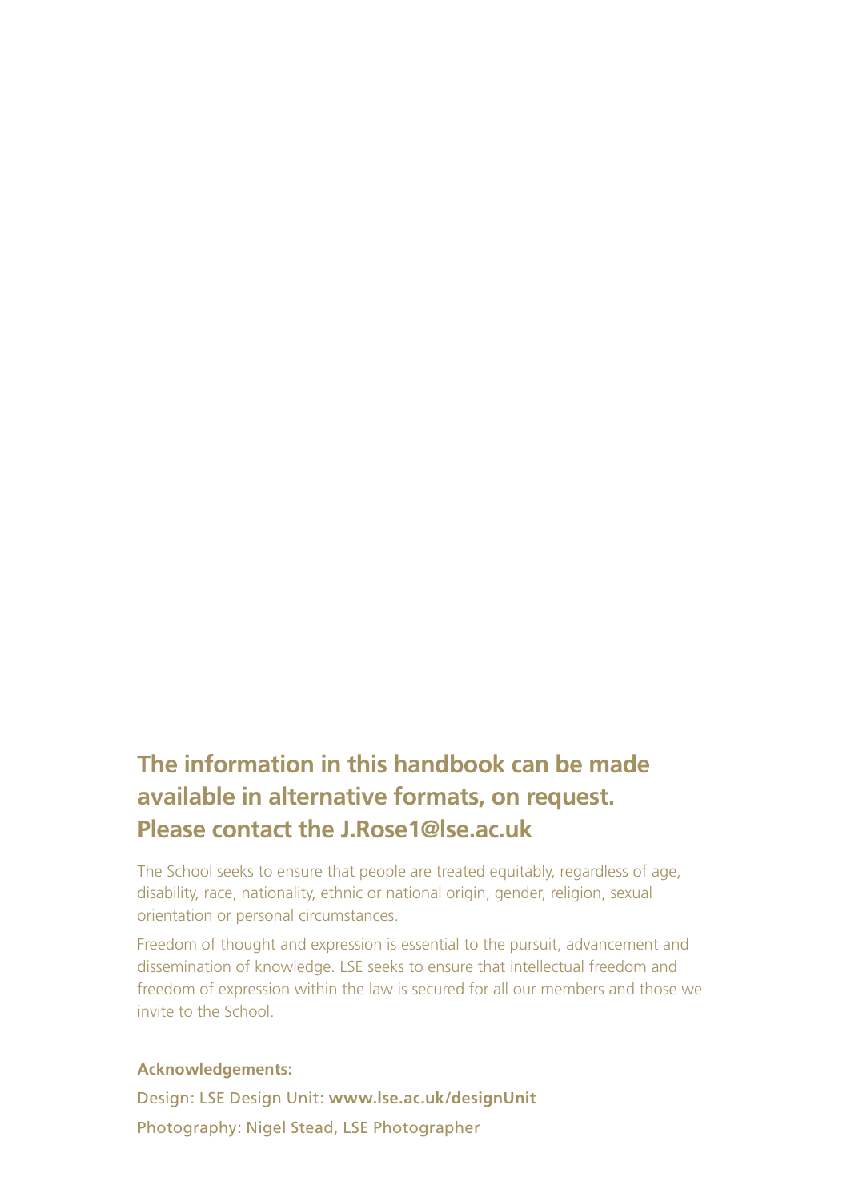**The information in this handbook can be made available in alternative formats, on request. Please contact the J.Rose1@lse.ac.uk**

The School seeks to ensure that people are treated equitably, regardless of age, disability, race, nationality, ethnic or national origin, gender, religion, sexual orientation or personal circumstances.

Freedom of thought and expression is essential to the pursuit, advancement and dissemination of knowledge. LSE seeks to ensure that intellectual freedom and freedom of expression within the law is secured for all our members and those we invite to the School.

**Acknowledgements:**

Design: LSE Design Unit: **www.lse.ac.uk/designUnit**

Photography: Nigel Stead, LSE Photographer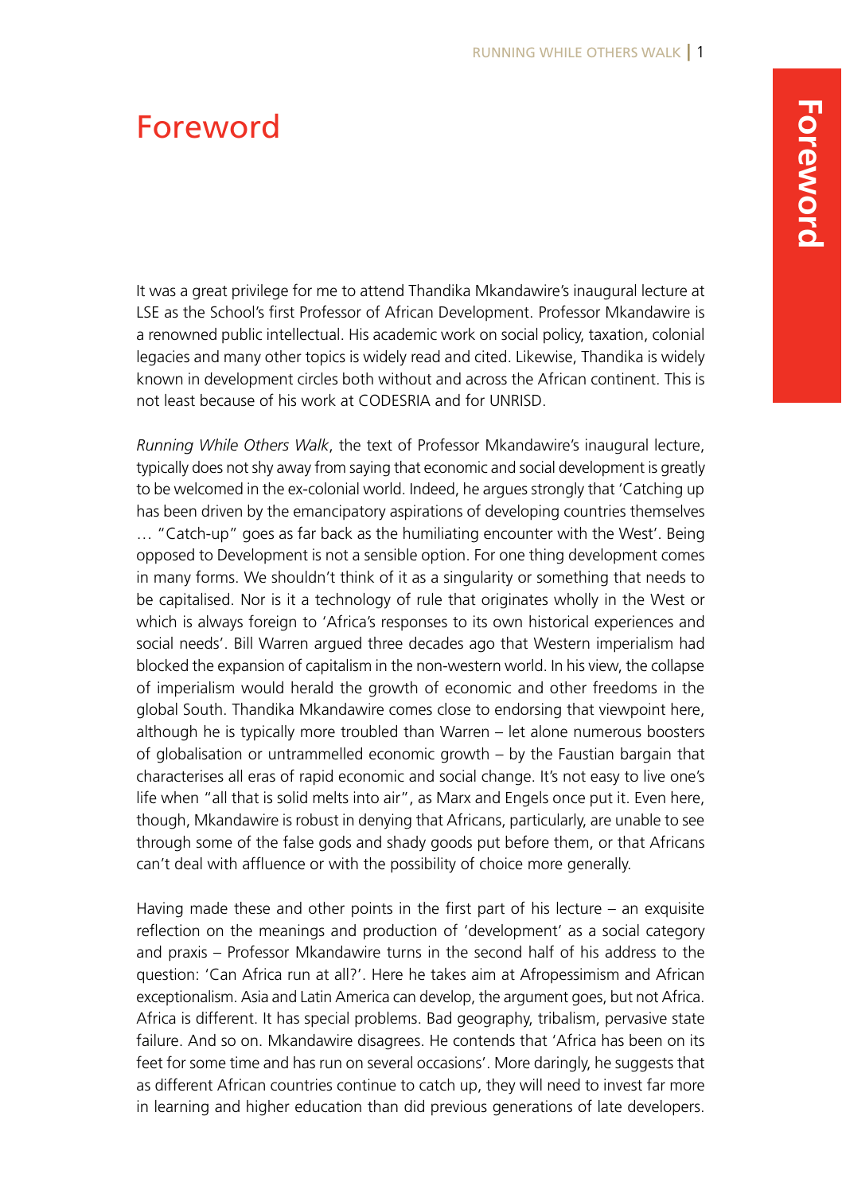# Foreword

It was a great privilege for me to attend Thandika Mkandawire's inaugural lecture at LSE as the School's first Professor of African Development. Professor Mkandawire is a renowned public intellectual. His academic work on social policy, taxation, colonial legacies and many other topics is widely read and cited. Likewise, Thandika is widely known in development circles both without and across the African continent. This is not least because of his work at CODESRIA and for UNRISD.

*Running While Others Walk*, the text of Professor Mkandawire's inaugural lecture, typically does not shy away from saying that economic and social development is greatly to be welcomed in the ex-colonial world. Indeed, he argues strongly that 'Catching up has been driven by the emancipatory aspirations of developing countries themselves … "Catch-up" goes as far back as the humiliating encounter with the West'. Being opposed to Development is not a sensible option. For one thing development comes in many forms. We shouldn't think of it as a singularity or something that needs to be capitalised. Nor is it a technology of rule that originates wholly in the West or which is always foreign to 'Africa's responses to its own historical experiences and social needs'. Bill Warren argued three decades ago that Western imperialism had blocked the expansion of capitalism in the non-western world. In his view, the collapse of imperialism would herald the growth of economic and other freedoms in the global South. Thandika Mkandawire comes close to endorsing that viewpoint here, although he is typically more troubled than Warren – let alone numerous boosters of globalisation or untrammelled economic growth – by the Faustian bargain that characterises all eras of rapid economic and social change. It's not easy to live one's life when "all that is solid melts into air", as Marx and Engels once put it. Even here, though, Mkandawire is robust in denying that Africans, particularly, are unable to see through some of the false gods and shady goods put before them, or that Africans can't deal with affluence or with the possibility of choice more generally.

Having made these and other points in the first part of his lecture – an exquisite reflection on the meanings and production of 'development' as a social category and praxis – Professor Mkandawire turns in the second half of his address to the question: 'Can Africa run at all?'. Here he takes aim at Afropessimism and African exceptionalism. Asia and Latin America can develop, the argument goes, but not Africa. Africa is different. It has special problems. Bad geography, tribalism, pervasive state failure. And so on. Mkandawire disagrees. He contends that 'Africa has been on its feet for some time and has run on several occasions'. More daringly, he suggests that as different African countries continue to catch up, they will need to invest far more in learning and higher education than did previous generations of late developers.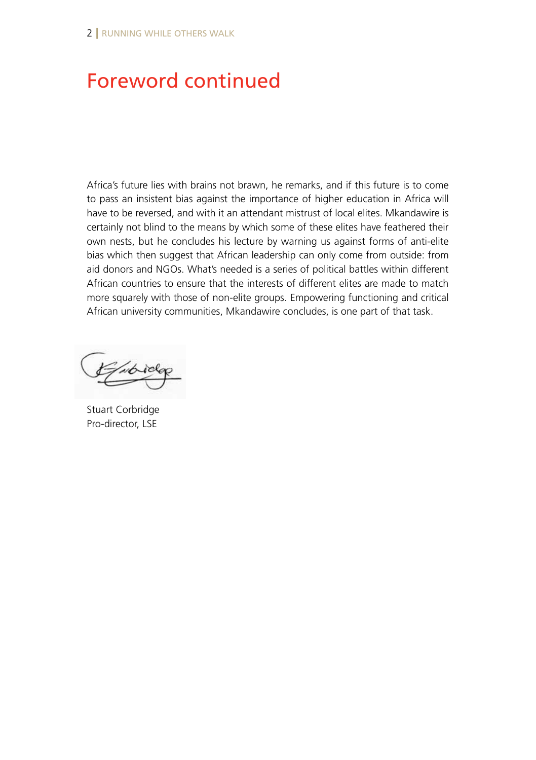# Foreword continued

Africa's future lies with brains not brawn, he remarks, and if this future is to come to pass an insistent bias against the importance of higher education in Africa will have to be reversed, and with it an attendant mistrust of local elites. Mkandawire is certainly not blind to the means by which some of these elites have feathered their own nests, but he concludes his lecture by warning us against forms of anti-elite bias which then suggest that African leadership can only come from outside: from aid donors and NGOs. What's needed is a series of political battles within different African countries to ensure that the interests of different elites are made to match more squarely with those of non-elite groups. Empowering functioning and critical African university communities, Mkandawire concludes, is one part of that task.

Stuart Corbridge
Pro-director, LSE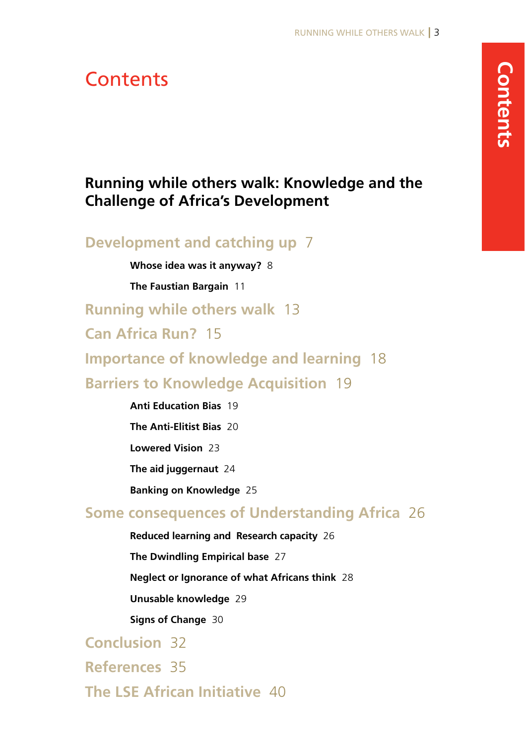# Contents

## Running while others walk: Knowledge and the Challenge of Africa's Development

### Development and catching up 7

- **Whose idea was it anyway?** 8
- **The Faustian Bargain** 11

### Running while others walk 13

### Can Africa Run? 15

### Importance of knowledge and learning 18

### Barriers to Knowledge Acquisition 19

- **Anti Education Bias** 19
- **The Anti-Elitist Bias** 20
- **Lowered Vision** 23
- **The aid juggernaut** 24
- **Banking on Knowledge** 25

### Some consequences of Understanding Africa 26

- **Reduced learning and Research capacity** 26
- **The Dwindling Empirical base** 27
- **Neglect or Ignorance of what Africans think** 28
- **Unusable knowledge** 29
- **Signs of Change** 30

### Conclusion 32

### References 35

### The LSE African Initiative 40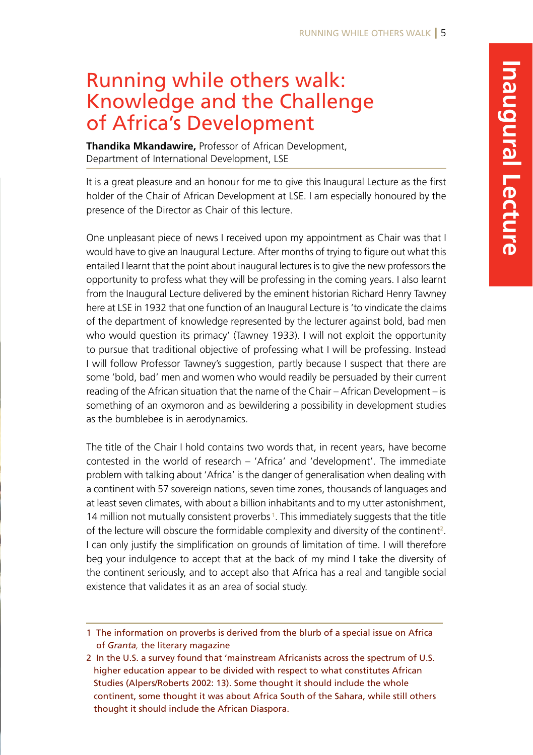# Running while others walk: Knowledge and the Challenge of Africa's Development

**Thandika Mkandawire,** Professor of African Development, Department of International Development, LSE

It is a great pleasure and an honour for me to give this Inaugural Lecture as the first holder of the Chair of African Development at LSE. I am especially honoured by the presence of the Director as Chair of this lecture.

One unpleasant piece of news I received upon my appointment as Chair was that I would have to give an Inaugural Lecture. After months of trying to figure out what this entailed I learnt that the point about inaugural lectures is to give the new professors the opportunity to profess what they will be professing in the coming years. I also learnt from the Inaugural Lecture delivered by the eminent historian Richard Henry Tawney here at LSE in 1932 that one function of an Inaugural Lecture is 'to vindicate the claims of the department of knowledge represented by the lecturer against bold, bad men who would question its primacy' (Tawney 1933). I will not exploit the opportunity to pursue that traditional objective of professing what I will be professing. Instead I will follow Professor Tawney's suggestion, partly because I suspect that there are some 'bold, bad' men and women who would readily be persuaded by their current reading of the African situation that the name of the Chair – African Development – is something of an oxymoron and as bewildering a possibility in development studies as the bumblebee is in aerodynamics.

The title of the Chair I hold contains two words that, in recent years, have become contested in the world of research – 'Africa' and 'development'. The immediate problem with talking about 'Africa' is the danger of generalisation when dealing with a continent with 57 sovereign nations, seven time zones, thousands of languages and at least seven climates, with about a billion inhabitants and to my utter astonishment, 14 million not mutually consistent proverbs[1]. This immediately suggests that the title of the lecture will obscure the formidable complexity and diversity of the continent[2]. I can only justify the simplification on grounds of limitation of time. I will therefore beg your indulgence to accept that at the back of my mind I take the diversity of the continent seriously, and to accept also that Africa has a real and tangible social existence that validates it as an area of social study.

---

1 The information on proverbs is derived from the blurb of a special issue on Africa of *Granta,* the literary magazine

2 In the U.S. a survey found that 'mainstream Africanists across the spectrum of U.S. higher education appear to be divided with respect to what constitutes African Studies (Alpers/Roberts 2002: 13). Some thought it should include the whole continent, some thought it was about Africa South of the Sahara, while still others thought it should include the African Diaspora.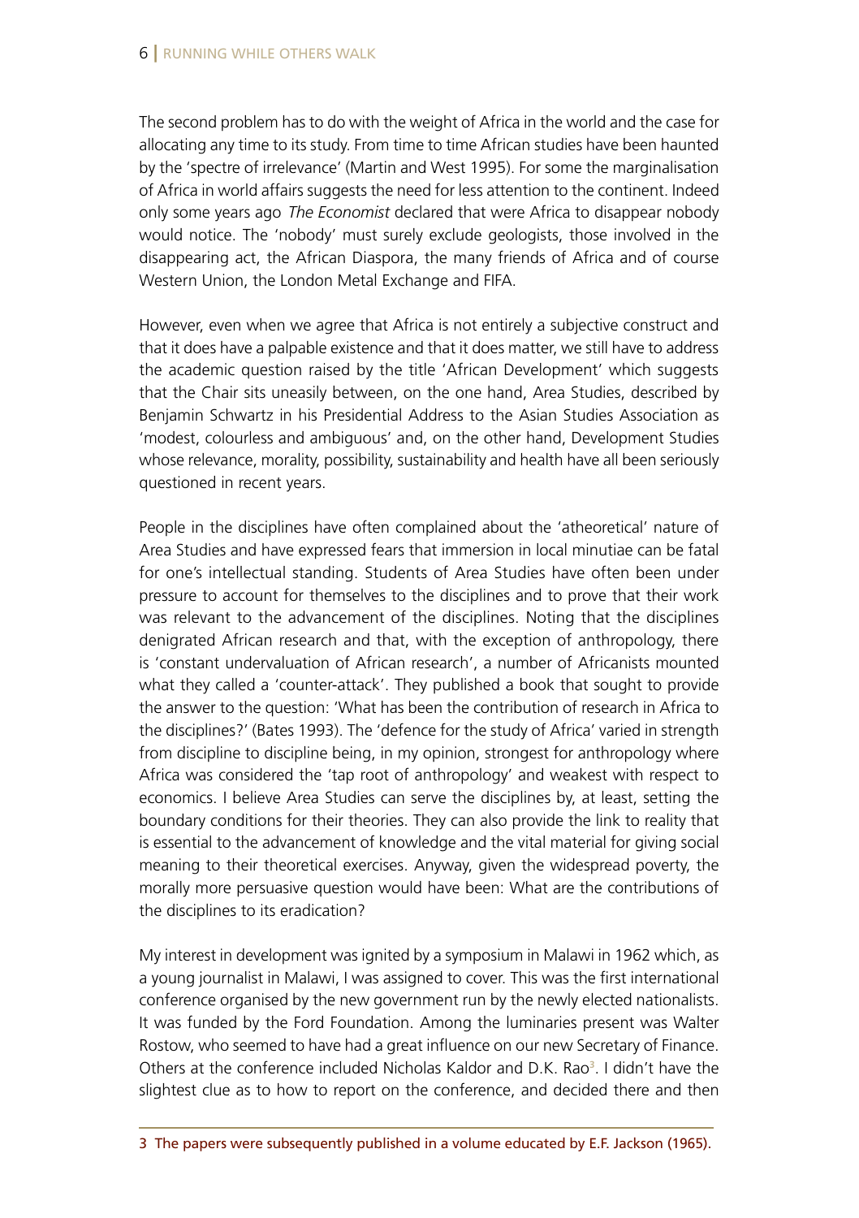The second problem has to do with the weight of Africa in the world and the case for allocating any time to its study. From time to time African studies have been haunted by the 'spectre of irrelevance' (Martin and West 1995). For some the marginalisation of Africa in world affairs suggests the need for less attention to the continent. Indeed only some years ago *The Economist* declared that were Africa to disappear nobody would notice. The 'nobody' must surely exclude geologists, those involved in the disappearing act, the African Diaspora, the many friends of Africa and of course Western Union, the London Metal Exchange and FIFA.

However, even when we agree that Africa is not entirely a subjective construct and that it does have a palpable existence and that it does matter, we still have to address the academic question raised by the title 'African Development' which suggests that the Chair sits uneasily between, on the one hand, Area Studies, described by Benjamin Schwartz in his Presidential Address to the Asian Studies Association as 'modest, colourless and ambiguous' and, on the other hand, Development Studies whose relevance, morality, possibility, sustainability and health have all been seriously questioned in recent years.

People in the disciplines have often complained about the 'atheoretical' nature of Area Studies and have expressed fears that immersion in local minutiae can be fatal for one's intellectual standing. Students of Area Studies have often been under pressure to account for themselves to the disciplines and to prove that their work was relevant to the advancement of the disciplines. Noting that the disciplines denigrated African research and that, with the exception of anthropology, there is 'constant undervaluation of African research', a number of Africanists mounted what they called a 'counter-attack'. They published a book that sought to provide the answer to the question: 'What has been the contribution of research in Africa to the disciplines?' (Bates 1993). The 'defence for the study of Africa' varied in strength from discipline to discipline being, in my opinion, strongest for anthropology where Africa was considered the 'tap root of anthropology' and weakest with respect to economics. I believe Area Studies can serve the disciplines by, at least, setting the boundary conditions for their theories. They can also provide the link to reality that is essential to the advancement of knowledge and the vital material for giving social meaning to their theoretical exercises. Anyway, given the widespread poverty, the morally more persuasive question would have been: What are the contributions of the disciplines to its eradication?

My interest in development was ignited by a symposium in Malawi in 1962 which, as a young journalist in Malawi, I was assigned to cover. This was the first international conference organised by the new government run by the newly elected nationalists. It was funded by the Ford Foundation. Among the luminaries present was Walter Rostow, who seemed to have had a great influence on our new Secretary of Finance. Others at the conference included Nicholas Kaldor and D.K. Rao[3]. I didn't have the slightest clue as to how to report on the conference, and decided there and then

---

3 The papers were subsequently published in a volume educated by E.F. Jackson (1965).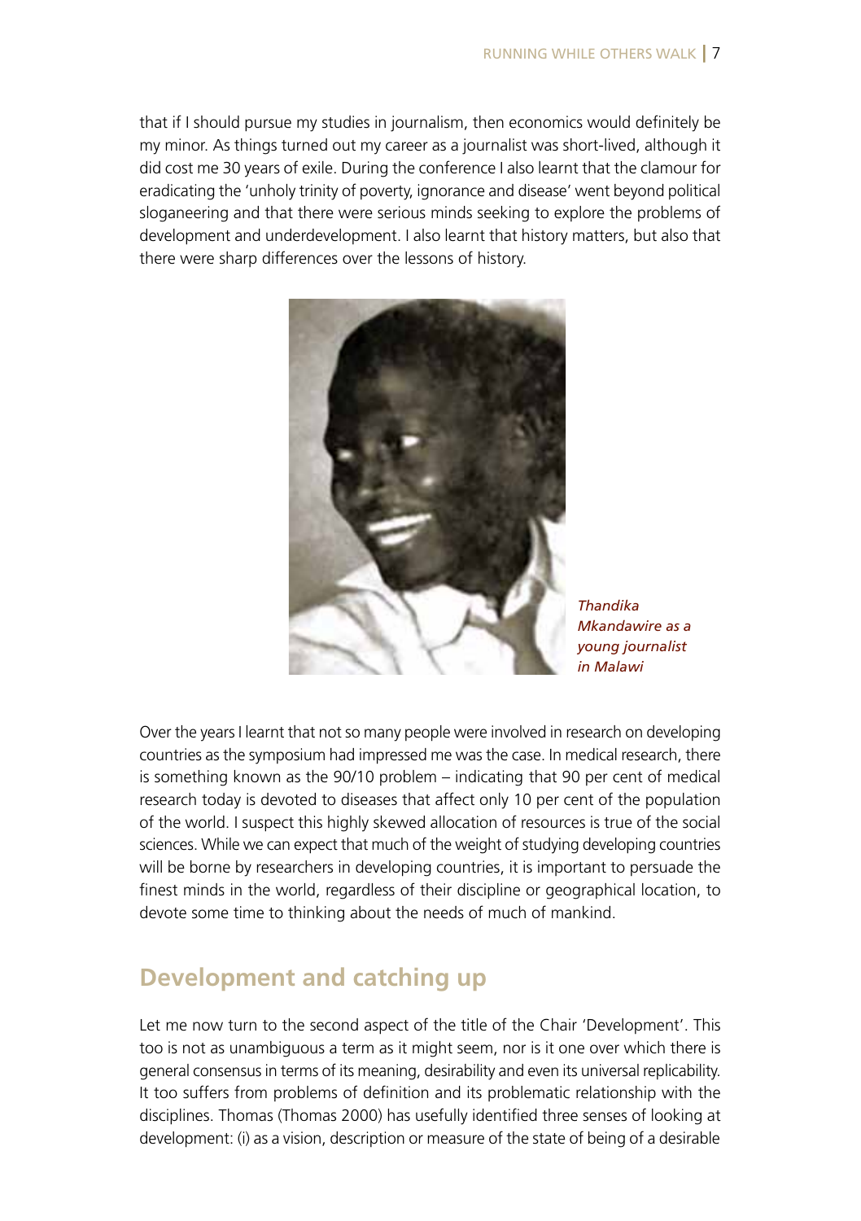that if I should pursue my studies in journalism, then economics would definitely be my minor. As things turned out my career as a journalist was short-lived, although it did cost me 30 years of exile. During the conference I also learnt that the clamour for eradicating the 'unholy trinity of poverty, ignorance and disease' went beyond political sloganeering and that there were serious minds seeking to explore the problems of development and underdevelopment. I also learnt that history matters, but also that there were sharp differences over the lessons of history.

*Thandika Mkandawire as a young journalist in Malawi*

Over the years I learnt that not so many people were involved in research on developing countries as the symposium had impressed me was the case. In medical research, there is something known as the 90/10 problem – indicating that 90 per cent of medical research today is devoted to diseases that affect only 10 per cent of the population of the world. I suspect this highly skewed allocation of resources is true of the social sciences. While we can expect that much of the weight of studying developing countries will be borne by researchers in developing countries, it is important to persuade the finest minds in the world, regardless of their discipline or geographical location, to devote some time to thinking about the needs of much of mankind.

## Development and catching up

Let me now turn to the second aspect of the title of the Chair 'Development'. This too is not as unambiguous a term as it might seem, nor is it one over which there is general consensus in terms of its meaning, desirability and even its universal replicability. It too suffers from problems of definition and its problematic relationship with the disciplines. Thomas (Thomas 2000) has usefully identified three senses of looking at development: (i) as a vision, description or measure of the state of being of a desirable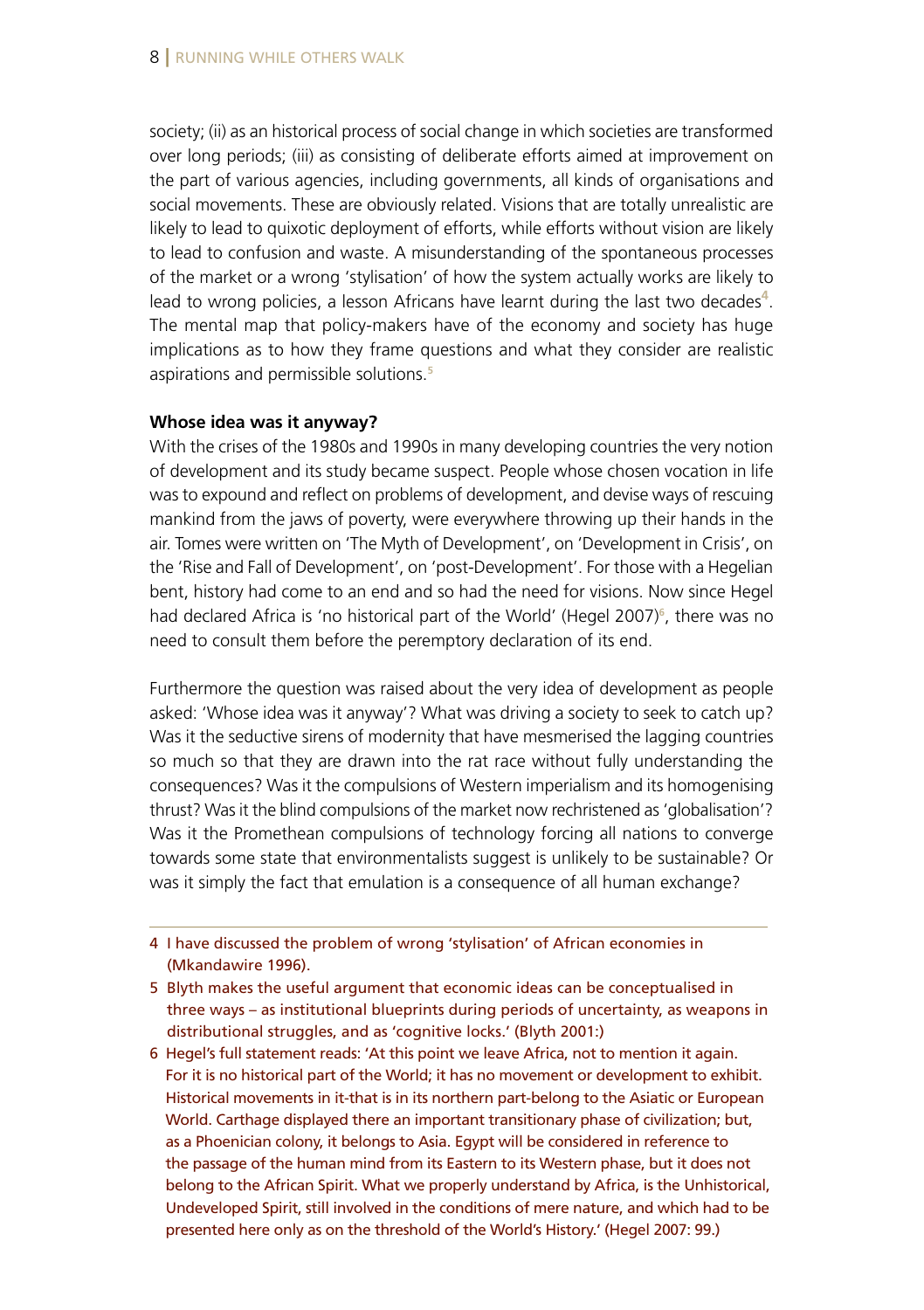society; (ii) as an historical process of social change in which societies are transformed over long periods; (iii) as consisting of deliberate efforts aimed at improvement on the part of various agencies, including governments, all kinds of organisations and social movements. These are obviously related. Visions that are totally unrealistic are likely to lead to quixotic deployment of efforts, while efforts without vision are likely to lead to confusion and waste. A misunderstanding of the spontaneous processes of the market or a wrong 'stylisation' of how the system actually works are likely to lead to wrong policies, a lesson Africans have learnt during the last two decades[4]. The mental map that policy-makers have of the economy and society has huge implications as to how they frame questions and what they consider are realistic aspirations and permissible solutions.[5]

**Whose idea was it anyway?**

With the crises of the 1980s and 1990s in many developing countries the very notion of development and its study became suspect. People whose chosen vocation in life was to expound and reflect on problems of development, and devise ways of rescuing mankind from the jaws of poverty, were everywhere throwing up their hands in the air. Tomes were written on 'The Myth of Development', on 'Development in Crisis', on the 'Rise and Fall of Development', on 'post-Development'. For those with a Hegelian bent, history had come to an end and so had the need for visions. Now since Hegel had declared Africa is 'no historical part of the World' (Hegel 2007)[6], there was no need to consult them before the peremptory declaration of its end.

Furthermore the question was raised about the very idea of development as people asked: 'Whose idea was it anyway'? What was driving a society to seek to catch up? Was it the seductive sirens of modernity that have mesmerised the lagging countries so much so that they are drawn into the rat race without fully understanding the consequences? Was it the compulsions of Western imperialism and its homogenising thrust? Was it the blind compulsions of the market now rechristened as 'globalisation'? Was it the Promethean compulsions of technology forcing all nations to converge towards some state that environmentalists suggest is unlikely to be sustainable? Or was it simply the fact that emulation is a consequence of all human exchange?

---

4 I have discussed the problem of wrong 'stylisation' of African economies in (Mkandawire 1996).

5 Blyth makes the useful argument that economic ideas can be conceptualised in three ways – as institutional blueprints during periods of uncertainty, as weapons in distributional struggles, and as 'cognitive locks.' (Blyth 2001:)

6 Hegel's full statement reads: 'At this point we leave Africa, not to mention it again. For it is no historical part of the World; it has no movement or development to exhibit. Historical movements in it-that is in its northern part-belong to the Asiatic or European World. Carthage displayed there an important transitional phase of civilization; but, as a Phoenician colony, it belongs to Asia. Egypt will be considered in reference to the passage of the human mind from its Eastern to its Western phase, but it does not belong to the African Spirit. What we properly understand by Africa, is the Unhistorical, Undeveloped Spirit, still involved in the conditions of mere nature, and which had to be presented here only as on the threshold of the World's History.' (Hegel 2007: 99.)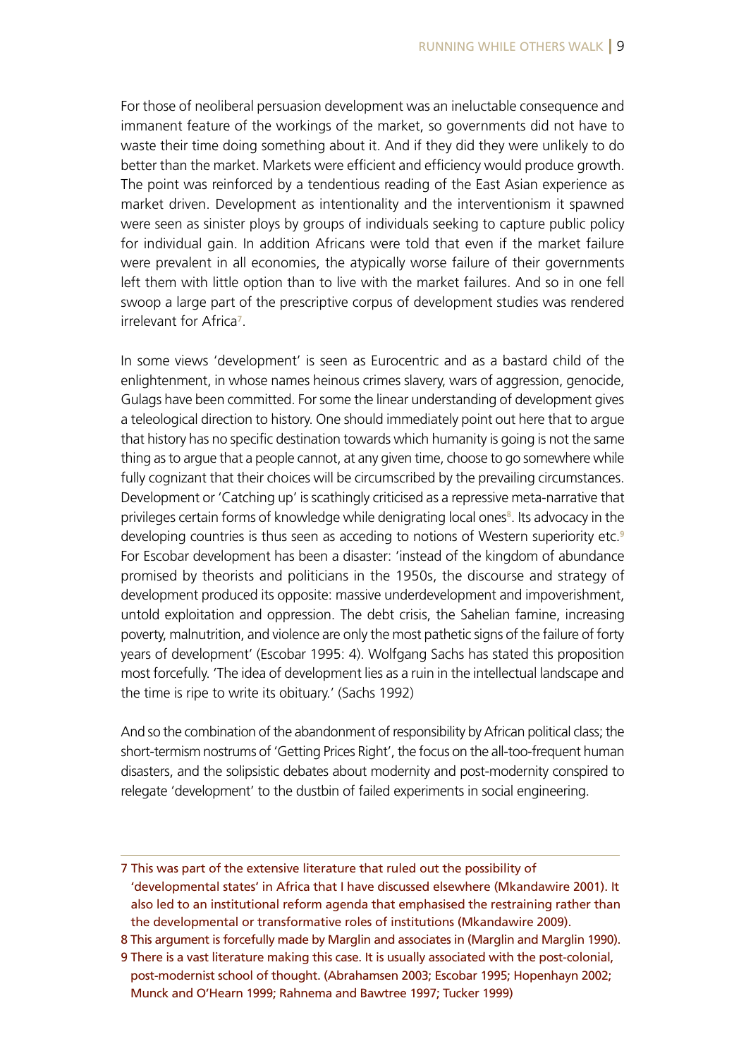For those of neoliberal persuasion development was an ineluctable consequence and immanent feature of the workings of the market, so governments did not have to waste their time doing something about it. And if they did they were unlikely to do better than the market. Markets were efficient and efficiency would produce growth. The point was reinforced by a tendentious reading of the East Asian experience as market driven. Development as intentionality and the interventionism it spawned were seen as sinister ploys by groups of individuals seeking to capture public policy for individual gain. In addition Africans were told that even if the market failure were prevalent in all economies, the atypically worse failure of their governments left them with little option than to live with the market failures. And so in one fell swoop a large part of the prescriptive corpus of development studies was rendered irrelevant for Africa[7].

In some views 'development' is seen as Eurocentric and as a bastard child of the enlightenment, in whose names heinous crimes slavery, wars of aggression, genocide, Gulags have been committed. For some the linear understanding of development gives a teleological direction to history. One should immediately point out here that to argue that history has no specific destination towards which humanity is going is not the same thing as to argue that a people cannot, at any given time, choose to go somewhere while fully cognizant that their choices will be circumscribed by the prevailing circumstances. Development or 'Catching up' is scathingly criticised as a repressive meta-narrative that privileges certain forms of knowledge while denigrating local ones[8]. Its advocacy in the developing countries is thus seen as acceding to notions of Western superiority etc.[9] For Escobar development has been a disaster: 'instead of the kingdom of abundance promised by theorists and politicians in the 1950s, the discourse and strategy of development produced its opposite: massive underdevelopment and impoverishment, untold exploitation and oppression. The debt crisis, the Sahelian famine, increasing poverty, malnutrition, and violence are only the most pathetic signs of the failure of forty years of development' (Escobar 1995: 4). Wolfgang Sachs has stated this proposition most forcefully. 'The idea of development lies as a ruin in the intellectual landscape and the time is ripe to write its obituary.' (Sachs 1992)

And so the combination of the abandonment of responsibility by African political class; the short-termism nostrums of 'Getting Prices Right', the focus on the all-too-frequent human disasters, and the solipsistic debates about modernity and post-modernity conspired to relegate 'development' to the dustbin of failed experiments in social engineering.

---

7 This was part of the extensive literature that ruled out the possibility of 'developmental states' in Africa that I have discussed elsewhere (Mkandawire 2001). It also led to an institutional reform agenda that emphasised the restraining rather than the developmental or transformative roles of institutions (Mkandawire 2009).

8 This argument is forcefully made by Marglin and associates in (Marglin and Marglin 1990).

9 There is a vast literature making this case. It is usually associated with the post-colonial, post-modernist school of thought. (Abrahamsen 2003; Escobar 1995; Hopenhayn 2002; Munck and O'Hearn 1999; Rahnema and Bawtree 1997; Tucker 1999)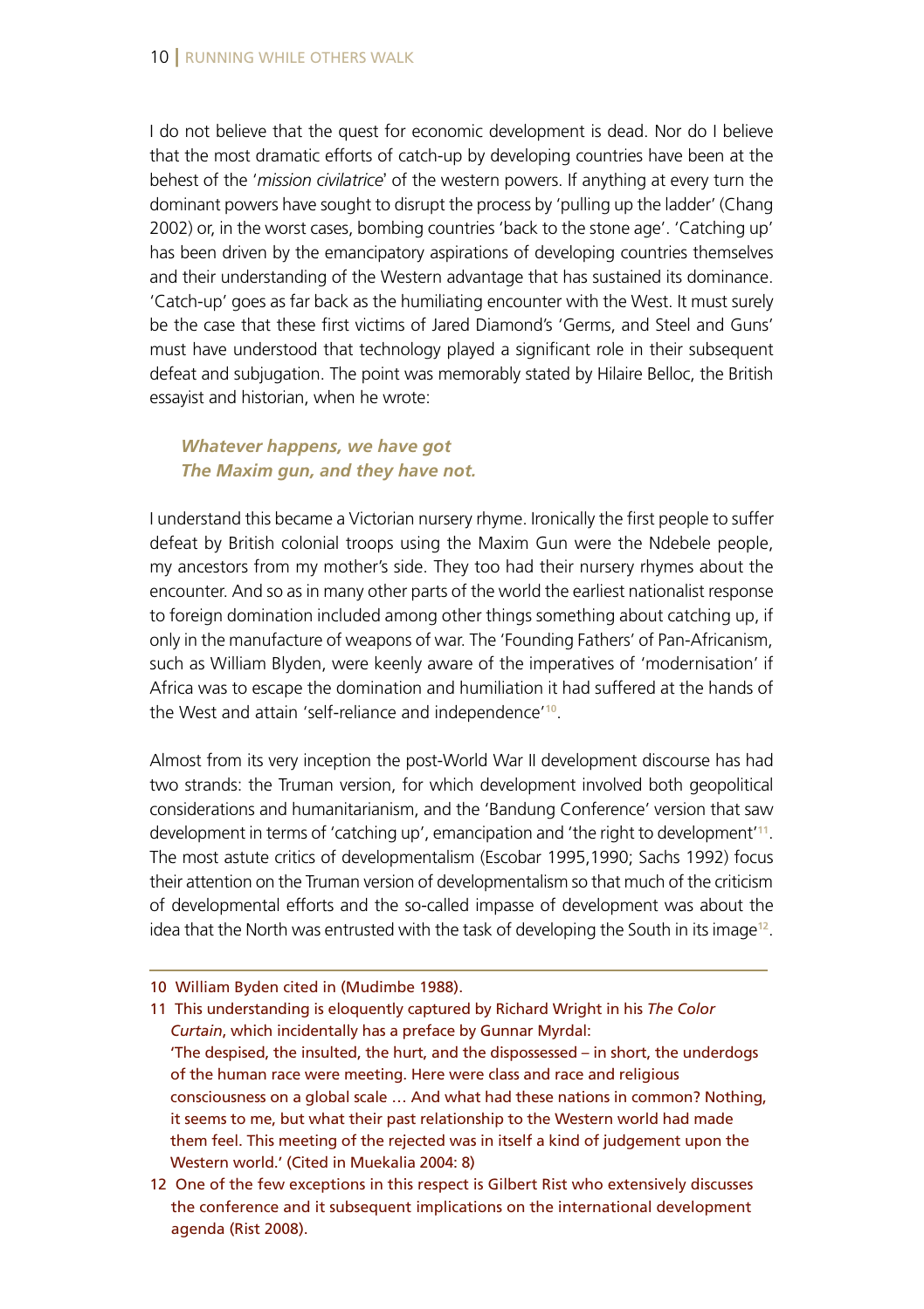I do not believe that the quest for economic development is dead. Nor do I believe that the most dramatic efforts of catch-up by developing countries have been at the behest of the '*mission civilatrice*' of the western powers. If anything at every turn the dominant powers have sought to disrupt the process by 'pulling up the ladder' (Chang 2002) or, in the worst cases, bombing countries 'back to the stone age'. 'Catching up' has been driven by the emancipatory aspirations of developing countries themselves and their understanding of the Western advantage that has sustained its dominance. 'Catch-up' goes as far back as the humiliating encounter with the West. It must surely be the case that these first victims of Jared Diamond's 'Germs, and Steel and Guns' must have understood that technology played a significant role in their subsequent defeat and subjugation. The point was memorably stated by Hilaire Belloc, the British essayist and historian, when he wrote:

> ***Whatever happens, we have got***
> ***The Maxim gun, and they have not.***

I understand this became a Victorian nursery rhyme. Ironically the first people to suffer defeat by British colonial troops using the Maxim Gun were the Ndebele people, my ancestors from my mother's side. They too had their nursery rhymes about the encounter. And so as in many other parts of the world the earliest nationalist response to foreign domination included among other things something about catching up, if only in the manufacture of weapons of war. The 'Founding Fathers' of Pan-Africanism, such as William Blyden, were keenly aware of the imperatives of 'modernisation' if Africa was to escape the domination and humiliation it had suffered at the hands of the West and attain 'self-reliance and independence'[10].

Almost from its very inception the post-World War II development discourse has had two strands: the Truman version, for which development involved both geopolitical considerations and humanitarianism, and the 'Bandung Conference' version that saw development in terms of 'catching up', emancipation and 'the right to development'[11]. The most astute critics of developmentalism (Escobar 1995,1990; Sachs 1992) focus their attention on the Truman version of developmentalism so that much of the criticism of developmental efforts and the so-called impasse of development was about the idea that the North was entrusted with the task of developing the South in its image[12].

---

10 William Byden cited in (Mudimbe 1988).

11 This understanding is eloquently captured by Richard Wright in his *The Color Curtain*, which incidentally has a preface by Gunnar Myrdal:
'The despised, the insulted, the hurt, and the dispossessed – in short, the underdogs of the human race were meeting. Here were class and race and religious consciousness on a global scale … And what had these nations in common? Nothing, it seems to me, but what their past relationship to the Western world had made them feel. This meeting of the rejected was in itself a kind of judgement upon the Western world.' (Cited in Muekalia 2004: 8)

12 One of the few exceptions in this respect is Gilbert Rist who extensively discusses the conference and it subsequent implications on the international development agenda (Rist 2008).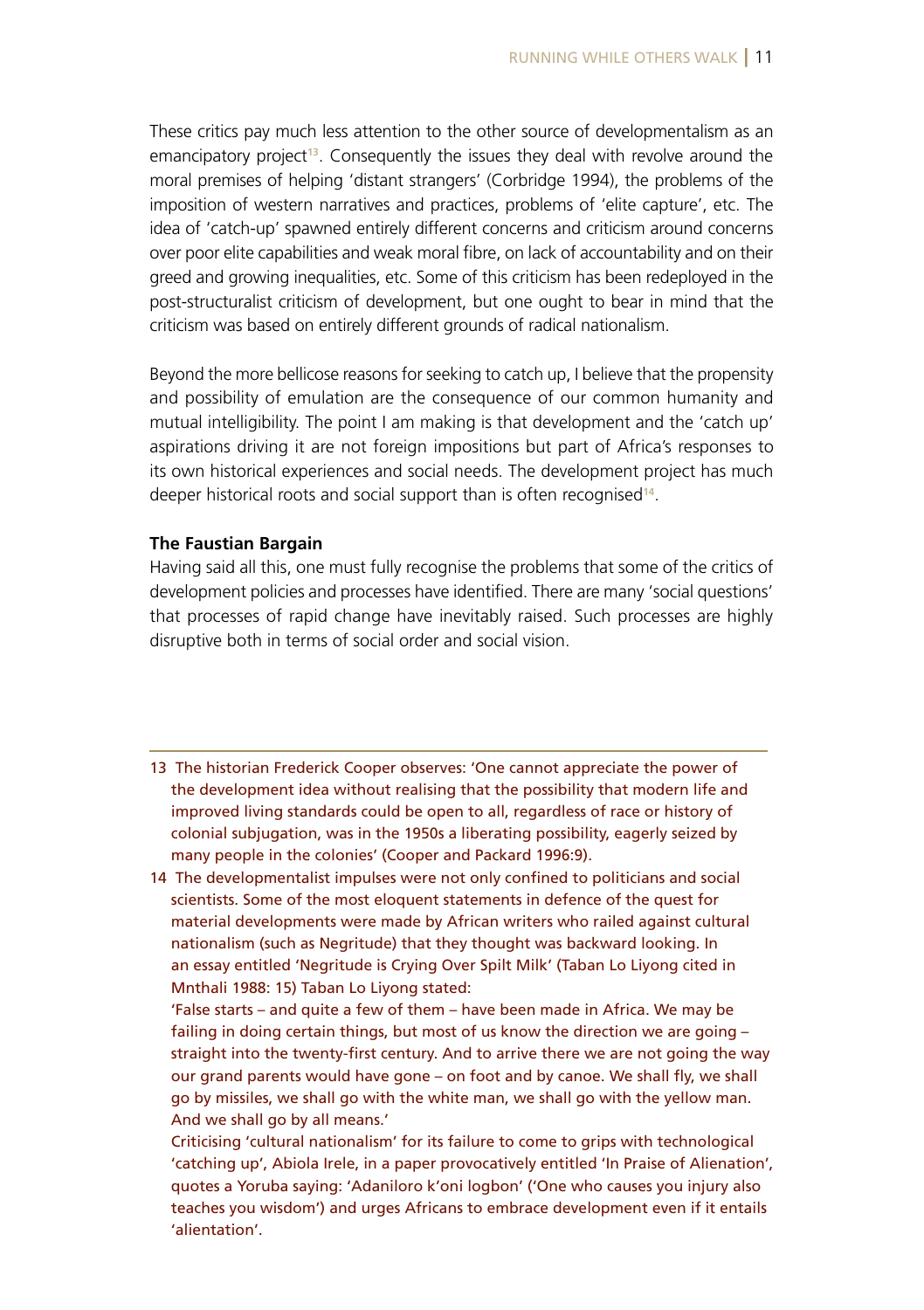These critics pay much less attention to the other source of developmentalism as an emancipatory project[13]. Consequently the issues they deal with revolve around the moral premises of helping 'distant strangers' (Corbridge 1994), the problems of the imposition of western narratives and practices, problems of 'elite capture', etc. The idea of 'catch-up' spawned entirely different concerns and criticism around concerns over poor elite capabilities and weak moral fibre, on lack of accountability and on their greed and growing inequalities, etc. Some of this criticism has been redeployed in the post-structuralist criticism of development, but one ought to bear in mind that the criticism was based on entirely different grounds of radical nationalism.

Beyond the more bellicose reasons for seeking to catch up, I believe that the propensity and possibility of emulation are the consequence of our common humanity and mutual intelligibility. The point I am making is that development and the 'catch up' aspirations driving it are not foreign impositions but part of Africa's responses to its own historical experiences and social needs. The development project has much deeper historical roots and social support than is often recognised[14].

**The Faustian Bargain**

Having said all this, one must fully recognise the problems that some of the critics of development policies and processes have identified. There are many 'social questions' that processes of rapid change have inevitably raised. Such processes are highly disruptive both in terms of social order and social vision.

---

13 The historian Frederick Cooper observes: 'One cannot appreciate the power of the development idea without realising that the possibility that modern life and improved living standards could be open to all, regardless of race or history of colonial subjugation, was in the 1950s a liberating possibility, eagerly seized by many people in the colonies' (Cooper and Packard 1996:9).

14 The developmentalist impulses were not only confined to politicians and social scientists. Some of the most eloquent statements in defence of the quest for material developments were made by African writers who railed against cultural nationalism (such as Negritude) that they thought was backward looking. In an essay entitled 'Negritude is Crying Over Spilt Milk' (Taban Lo Liyong cited in Mnthali 1988: 15) Taban Lo Liyong stated:

'False starts – and quite a few of them – have been made in Africa. We may be failing in doing certain things, but most of us know the direction we are going – straight into the twenty-first century. And to arrive there we are not going the way our grand parents would have gone – on foot and by canoe. We shall fly, we shall go by missiles, we shall go with the white man, we shall go with the yellow man. And we shall go by all means.'

Criticising 'cultural nationalism' for its failure to come to grips with technological 'catching up', Abiola Irele, in a paper provocatively entitled 'In Praise of Alienation', quotes a Yoruba saying: 'Adaniloro k'oni logbon' ('One who causes you injury also teaches you wisdom') and urges Africans to embrace development even if it entails 'alientation'.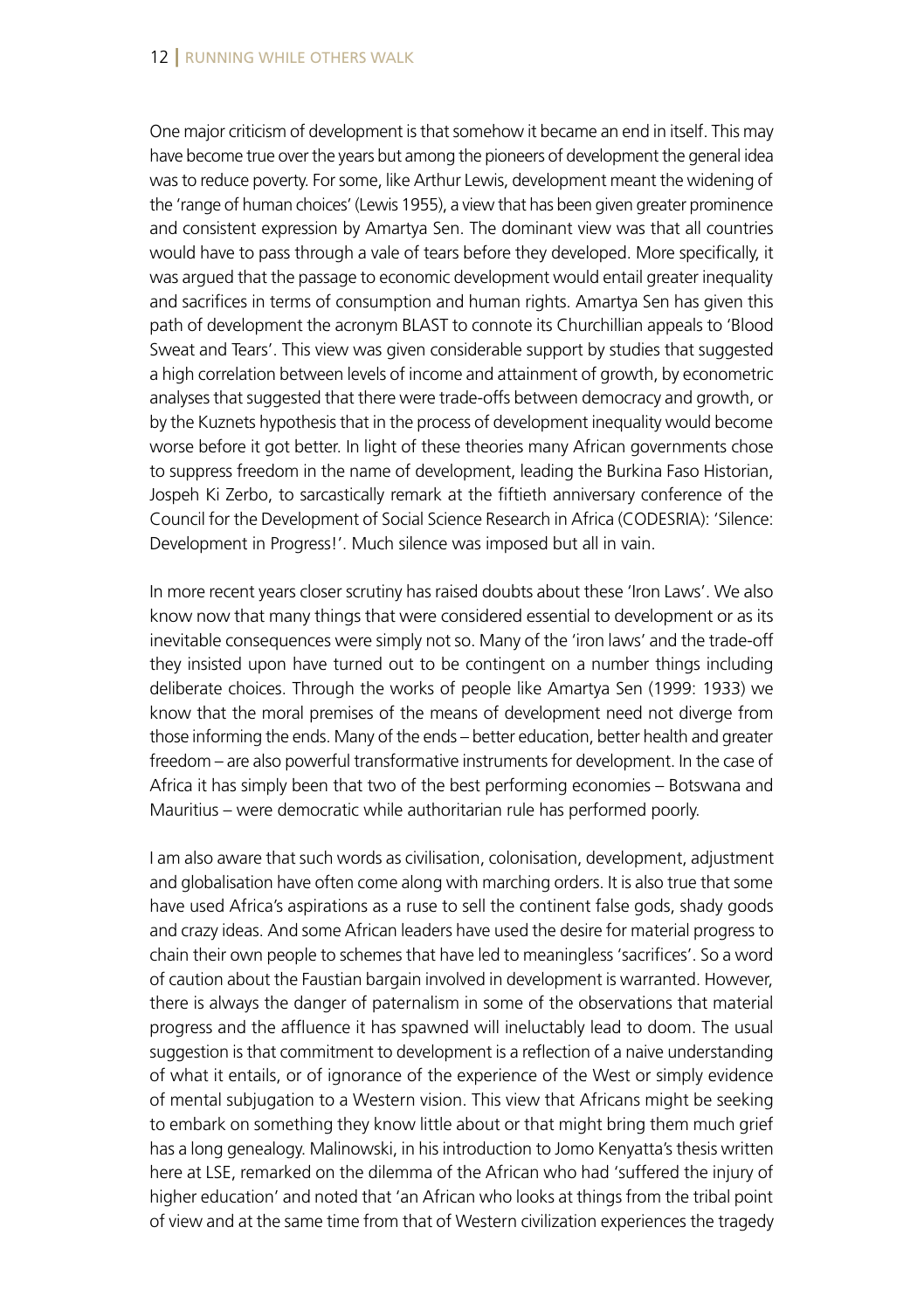One major criticism of development is that somehow it became an end in itself. This may have become true over the years but among the pioneers of development the general idea was to reduce poverty. For some, like Arthur Lewis, development meant the widening of the 'range of human choices' (Lewis 1955), a view that has been given greater prominence and consistent expression by Amartya Sen. The dominant view was that all countries would have to pass through a vale of tears before they developed. More specifically, it was argued that the passage to economic development would entail greater inequality and sacrifices in terms of consumption and human rights. Amartya Sen has given this path of development the acronym BLAST to connote its Churchillian appeals to 'Blood Sweat and Tears'. This view was given considerable support by studies that suggested a high correlation between levels of income and attainment of growth, by econometric analyses that suggested that there were trade-offs between democracy and growth, or by the Kuznets hypothesis that in the process of development inequality would become worse before it got better. In light of these theories many African governments chose to suppress freedom in the name of development, leading the Burkina Faso Historian, Jospeh Ki Zerbo, to sarcastically remark at the fiftieth anniversary conference of the Council for the Development of Social Science Research in Africa (CODESRIA): 'Silence: Development in Progress!'. Much silence was imposed but all in vain.

In more recent years closer scrutiny has raised doubts about these 'Iron Laws'. We also know now that many things that were considered essential to development or as its inevitable consequences were simply not so. Many of the 'iron laws' and the trade-off they insisted upon have turned out to be contingent on a number things including deliberate choices. Through the works of people like Amartya Sen (1999: 1933) we know that the moral premises of the means of development need not diverge from those informing the ends. Many of the ends – better education, better health and greater freedom – are also powerful transformative instruments for development. In the case of Africa it has simply been that two of the best performing economies – Botswana and Mauritius – were democratic while authoritarian rule has performed poorly.

I am also aware that such words as civilisation, colonisation, development, adjustment and globalisation have often come along with marching orders. It is also true that some have used Africa's aspirations as a ruse to sell the continent false gods, shady goods and crazy ideas. And some African leaders have used the desire for material progress to chain their own people to schemes that have led to meaningless 'sacrifices'. So a word of caution about the Faustian bargain involved in development is warranted. However, there is always the danger of paternalism in some of the observations that material progress and the affluence it has spawned will ineluctably lead to doom. The usual suggestion is that commitment to development is a reflection of a naive understanding of what it entails, or of ignorance of the experience of the West or simply evidence of mental subjugation to a Western vision. This view that Africans might be seeking to embark on something they know little about or that might bring them much grief has a long genealogy. Malinowski, in his introduction to Jomo Kenyatta's thesis written here at LSE, remarked on the dilemma of the African who had 'suffered the injury of higher education' and noted that 'an African who looks at things from the tribal point of view and at the same time from that of Western civilization experiences the tragedy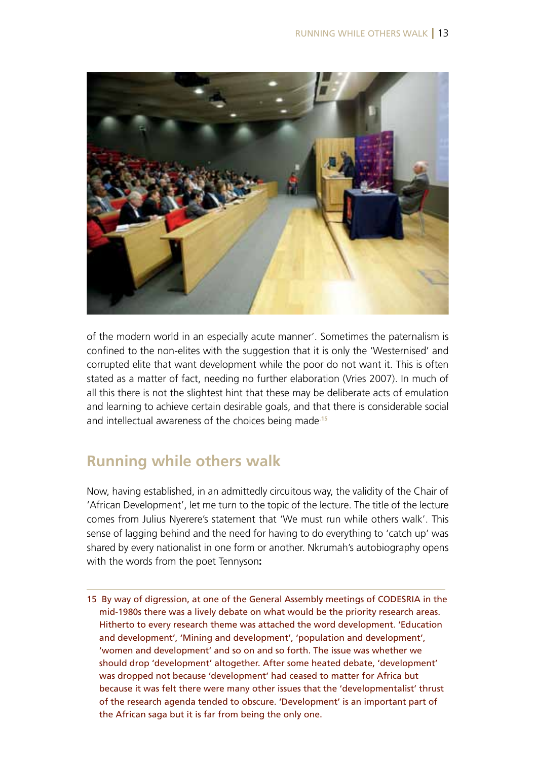of the modern world in an especially acute manner'. Sometimes the paternalism is confined to the non-elites with the suggestion that it is only the 'Westernised' and corrupted elite that want development while the poor do not want it. This is often stated as a matter of fact, needing no further elaboration (Vries 2007). In much of all this there is not the slightest hint that these may be deliberate acts of emulation and learning to achieve certain desirable goals, and that there is considerable social and intellectual awareness of the choices being made.[15]

## Running while others walk

Now, having established, in an admittedly circuitous way, the validity of the Chair of 'African Development', let me turn to the topic of the lecture. The title of the lecture comes from Julius Nyerere's statement that 'We must run while others walk'. This sense of lagging behind and the need for having to do everything to 'catch up' was shared by every nationalist in one form or another. Nkrumah's autobiography opens with the words from the poet Tennyson**:**

---

15 By way of digression, at one of the General Assembly meetings of CODESRIA in the mid-1980s there was a lively debate on what would be the priority research areas. Hitherto to every research theme was attached the word development. 'Education and development', 'Mining and development', 'population and development', 'women and development' and so on and so forth. The issue was whether we should drop 'development' altogether. After some heated debate, 'development' was dropped not because 'development' had ceased to matter for Africa but because it was felt there were many other issues that the 'developmentalist' thrust of the research agenda tended to obscure. 'Development' is an important part of the African saga but it is far from being the only one.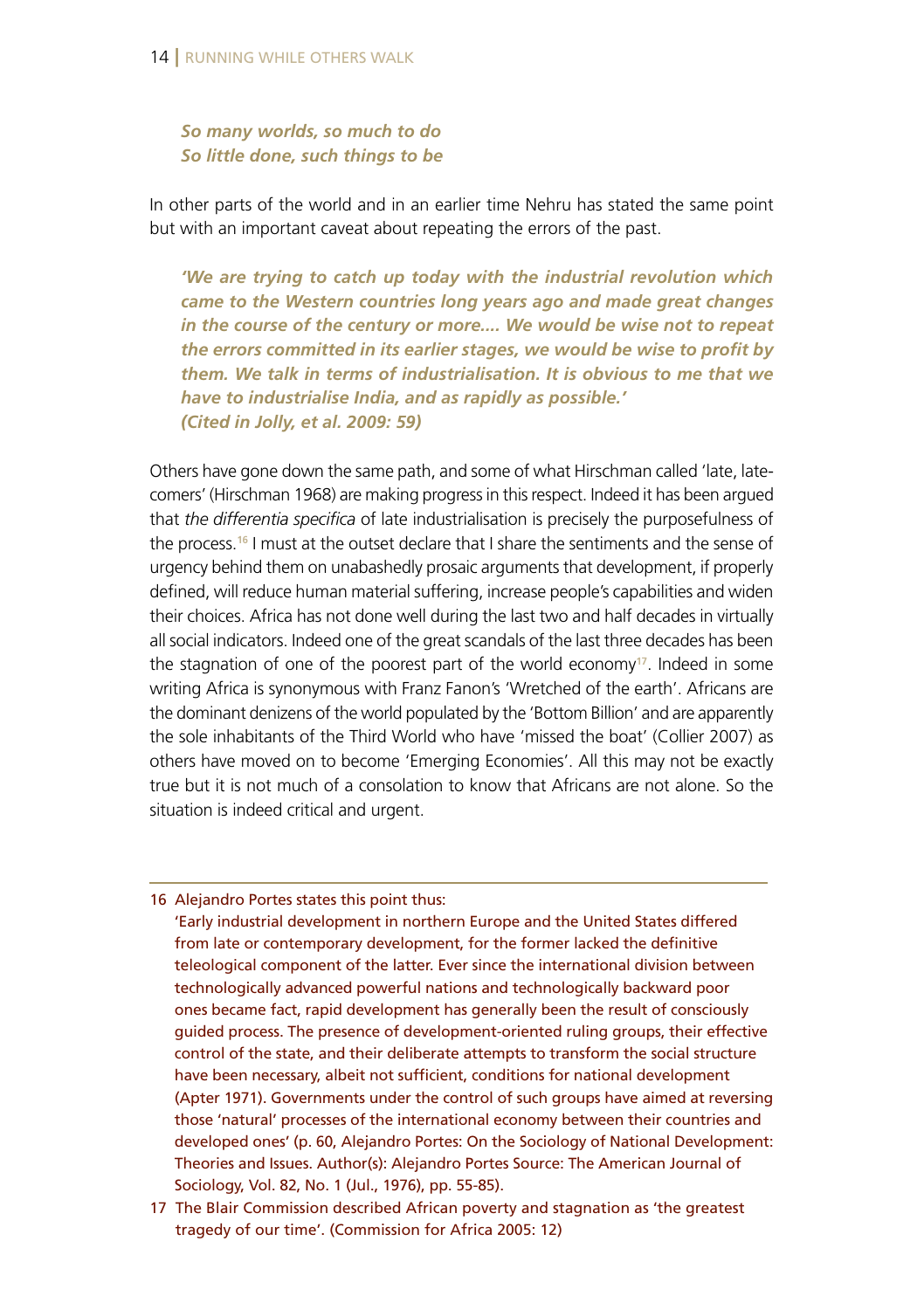*__So many worlds, so much to do__*
*__So little done, such things to be__*

In other parts of the world and in an earlier time Nehru has stated the same point but with an important caveat about repeating the errors of the past.

> ***'We are trying to catch up today with the industrial revolution which came to the Western countries long years ago and made great changes in the course of the century or more.... We would be wise not to repeat the errors committed in its earlier stages, we would be wise to profit by them. We talk in terms of industrialisation. It is obvious to me that we have to industrialise India, and as rapidly as possible.'***
> ***(Cited in Jolly, et al. 2009: 59)***

Others have gone down the same path, and some of what Hirschman called 'late, late-comers' (Hirschman 1968) are making progress in this respect. Indeed it has been argued that *the differentia specifica* of late industrialisation is precisely the purposefulness of the process.[16] I must at the outset declare that I share the sentiments and the sense of urgency behind them on unabashedly prosaic arguments that development, if properly defined, will reduce human material suffering, increase people's capabilities and widen their choices. Africa has not done well during the last two and half decades in virtually all social indicators. Indeed one of the great scandals of the last three decades has been the stagnation of one of the poorest part of the world economy[17]. Indeed in some writing Africa is synonymous with Franz Fanon's 'Wretched of the earth'. Africans are the dominant denizens of the world populated by the 'Bottom Billion' and are apparently the sole inhabitants of the Third World who have 'missed the boat' (Collier 2007) as others have moved on to become 'Emerging Economies'. All this may not be exactly true but it is not much of a consolation to know that Africans are not alone. So the situation is indeed critical and urgent.

---

16 Alejandro Portes states this point thus:
'Early industrial development in northern Europe and the United States differed from late or contemporary development, for the former lacked the definitive teleological component of the latter. Ever since the international division between technologically advanced powerful nations and technologically backward poor ones became fact, rapid development has generally been the result of consciously guided process. The presence of development-oriented ruling groups, their effective control of the state, and their deliberate attempts to transform the social structure have been necessary, albeit not sufficient, conditions for national development (Apter 1971). Governments under the control of such groups have aimed at reversing those 'natural' processes of the international economy between their countries and developed ones' (p. 60, Alejandro Portes: On the Sociology of National Development: Theories and Issues. Author(s): Alejandro Portes Source: The American Journal of Sociology, Vol. 82, No. 1 (Jul., 1976), pp. 55-85).

17 The Blair Commission described African poverty and stagnation as 'the greatest tragedy of our time'. (Commission for Africa 2005: 12)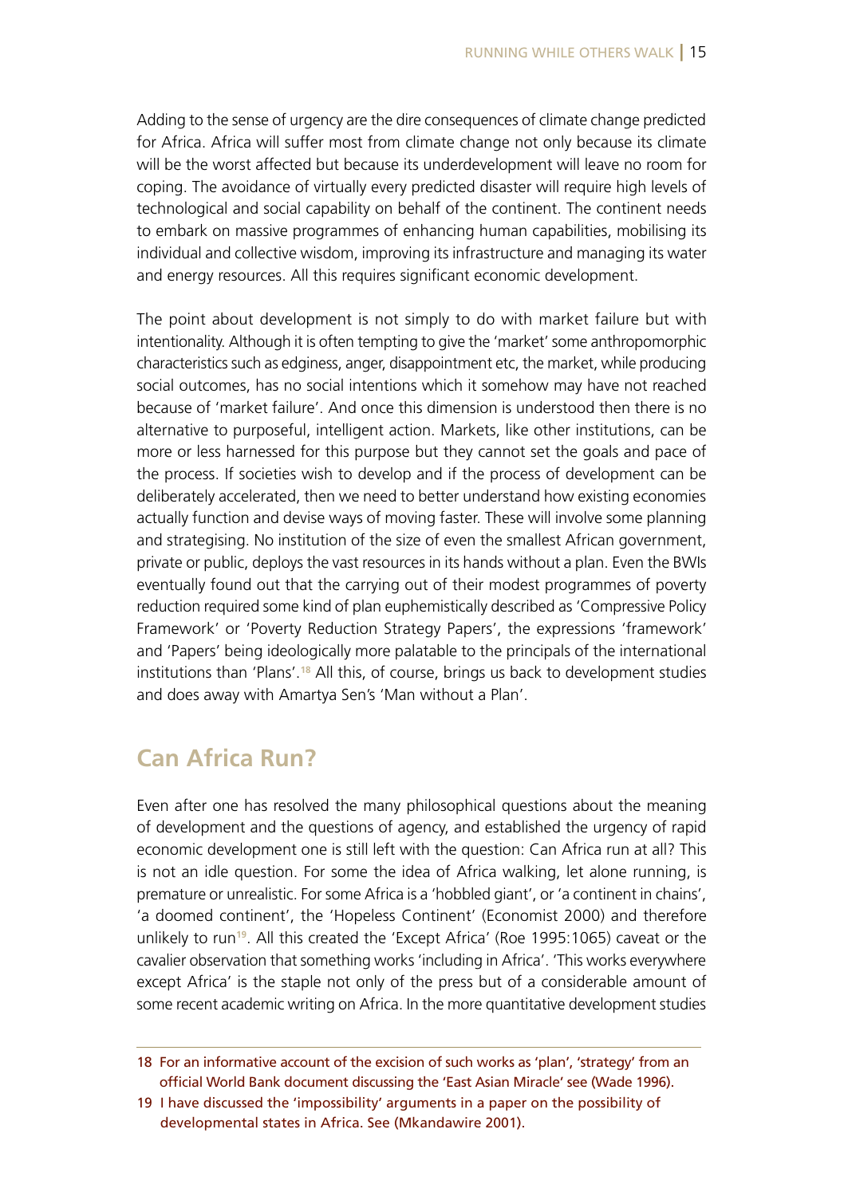Adding to the sense of urgency are the dire consequences of climate change predicted for Africa. Africa will suffer most from climate change not only because its climate will be the worst affected but because its underdevelopment will leave no room for coping. The avoidance of virtually every predicted disaster will require high levels of technological and social capability on behalf of the continent. The continent needs to embark on massive programmes of enhancing human capabilities, mobilising its individual and collective wisdom, improving its infrastructure and managing its water and energy resources. All this requires significant economic development.

The point about development is not simply to do with market failure but with intentionality. Although it is often tempting to give the 'market' some anthropomorphic characteristics such as edginess, anger, disappointment etc, the market, while producing social outcomes, has no social intentions which it somehow may have not reached because of 'market failure'. And once this dimension is understood then there is no alternative to purposeful, intelligent action. Markets, like other institutions, can be more or less harnessed for this purpose but they cannot set the goals and pace of the process. If societies wish to develop and if the process of development can be deliberately accelerated, then we need to better understand how existing economies actually function and devise ways of moving faster. These will involve some planning and strategising. No institution of the size of even the smallest African government, private or public, deploys the vast resources in its hands without a plan. Even the BWIs eventually found out that the carrying out of their modest programmes of poverty reduction required some kind of plan euphemistically described as 'Compressive Policy Framework' or 'Poverty Reduction Strategy Papers', the expressions 'framework' and 'Papers' being ideologically more palatable to the principals of the international institutions than 'Plans'.[18] All this, of course, brings us back to development studies and does away with Amartya Sen's 'Man without a Plan'.

## Can Africa Run?

Even after one has resolved the many philosophical questions about the meaning of development and the questions of agency, and established the urgency of rapid economic development one is still left with the question: Can Africa run at all? This is not an idle question. For some the idea of Africa walking, let alone running, is premature or unrealistic. For some Africa is a 'hobbled giant', or 'a continent in chains', 'a doomed continent', the 'Hopeless Continent' (Economist 2000) and therefore unlikely to run[19]. All this created the 'Except Africa' (Roe 1995:1065) caveat or the cavalier observation that something works 'including in Africa'. 'This works everywhere except Africa' is the staple not only of the press but of a considerable amount of some recent academic writing on Africa. In the more quantitative development studies

---

18 For an informative account of the excision of such works as 'plan', 'strategy' from an official World Bank document discussing the 'East Asian Miracle' see (Wade 1996).

19 I have discussed the 'impossibility' arguments in a paper on the possibility of developmental states in Africa. See (Mkandawire 2001).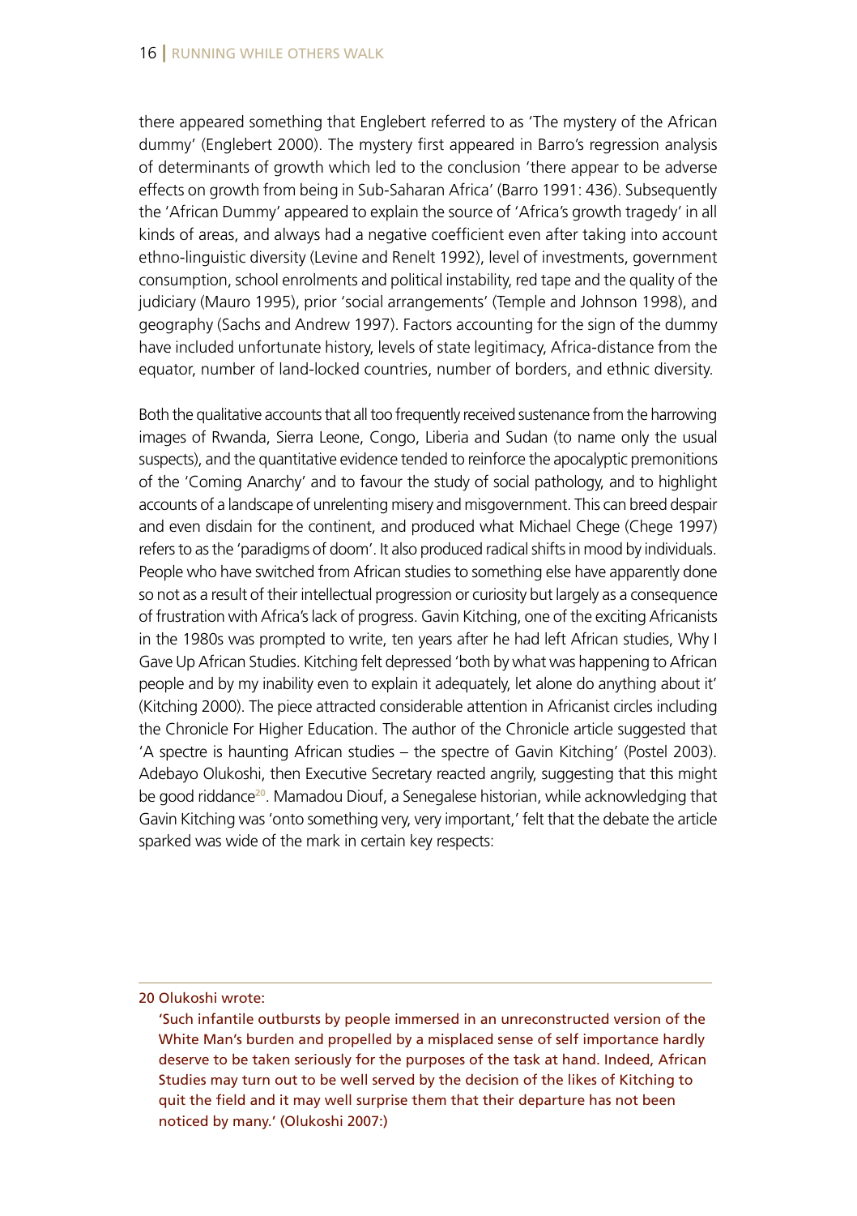there appeared something that Englebert referred to as 'The mystery of the African dummy' (Englebert 2000). The mystery first appeared in Barro's regression analysis of determinants of growth which led to the conclusion 'there appear to be adverse effects on growth from being in Sub-Saharan Africa' (Barro 1991: 436). Subsequently the 'African Dummy' appeared to explain the source of 'Africa's growth tragedy' in all kinds of areas, and always had a negative coefficient even after taking into account ethno-linguistic diversity (Levine and Renelt 1992), level of investments, government consumption, school enrolments and political instability, red tape and the quality of the judiciary (Mauro 1995), prior 'social arrangements' (Temple and Johnson 1998), and geography (Sachs and Andrew 1997). Factors accounting for the sign of the dummy have included unfortunate history, levels of state legitimacy, Africa-distance from the equator, number of land-locked countries, number of borders, and ethnic diversity.

Both the qualitative accounts that all too frequently received sustenance from the harrowing images of Rwanda, Sierra Leone, Congo, Liberia and Sudan (to name only the usual suspects), and the quantitative evidence tended to reinforce the apocalyptic premonitions of the 'Coming Anarchy' and to favour the study of social pathology, and to highlight accounts of a landscape of unrelenting misery and misgovernment. This can breed despair and even disdain for the continent, and produced what Michael Chege (Chege 1997) refers to as the 'paradigms of doom'. It also produced radical shifts in mood by individuals. People who have switched from African studies to something else have apparently done so not as a result of their intellectual progression or curiosity but largely as a consequence of frustration with Africa's lack of progress. Gavin Kitching, one of the exciting Africanists in the 1980s was prompted to write, ten years after he had left African studies, Why I Gave Up African Studies. Kitching felt depressed 'both by what was happening to African people and by my inability even to explain it adequately, let alone do anything about it' (Kitching 2000). The piece attracted considerable attention in Africanist circles including the Chronicle For Higher Education. The author of the Chronicle article suggested that 'A spectre is haunting African studies – the spectre of Gavin Kitching' (Postel 2003). Adebayo Olukoshi, then Executive Secretary reacted angrily, suggesting that this might be good riddance[20]. Mamadou Diouf, a Senegalese historian, while acknowledging that Gavin Kitching was 'onto something very, very important,' felt that the debate the article sparked was wide of the mark in certain key respects:

---

20 Olukoshi wrote:

'Such infantile outbursts by people immersed in an unreconstructed version of the White Man's burden and propelled by a misplaced sense of self importance hardly deserve to be taken seriously for the purposes of the task at hand. Indeed, African Studies may turn out to be well served by the decision of the likes of Kitching to quit the field and it may well surprise them that their departure has not been noticed by many.' (Olukoshi 2007:)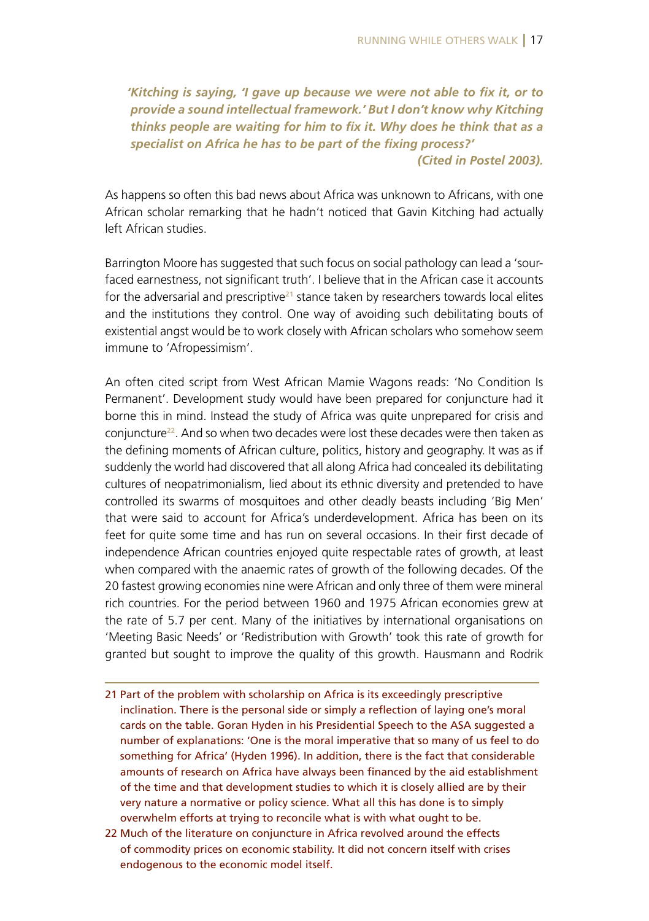> ***'Kitching is saying, 'I gave up because we were not able to fix it, or to provide a sound intellectual framework.' But I don't know why Kitching thinks people are waiting for him to fix it. Why does he think that as a specialist on Africa he has to be part of the fixing process?'***
>
> ***(Cited in Postel 2003).***

As happens so often this bad news about Africa was unknown to Africans, with one African scholar remarking that he hadn't noticed that Gavin Kitching had actually left African studies.

Barrington Moore has suggested that such focus on social pathology can lead a 'sour-faced earnestness, not significant truth'. I believe that in the African case it accounts for the adversarial and prescriptive[21] stance taken by researchers towards local elites and the institutions they control. One way of avoiding such debilitating bouts of existential angst would be to work closely with African scholars who somehow seem immune to 'Afropessimism'.

An often cited script from West African Mamie Wagons reads: 'No Condition Is Permanent'. Development study would have been prepared for conjuncture had it borne this in mind. Instead the study of Africa was quite unprepared for crisis and conjuncture[22]. And so when two decades were lost these decades were then taken as the defining moments of African culture, politics, history and geography. It was as if suddenly the world had discovered that all along Africa had concealed its debilitating cultures of neopatrimonialism, lied about its ethnic diversity and pretended to have controlled its swarms of mosquitoes and other deadly beasts including 'Big Men' that were said to account for Africa's underdevelopment. Africa has been on its feet for quite some time and has run on several occasions. In their first decade of independence African countries enjoyed quite respectable rates of growth, at least when compared with the anaemic rates of growth of the following decades. Of the 20 fastest growing economies nine were African and only three of them were mineral rich countries. For the period between 1960 and 1975 African economies grew at the rate of 5.7 per cent. Many of the initiatives by international organisations on 'Meeting Basic Needs' or 'Redistribution with Growth' took this rate of growth for granted but sought to improve the quality of this growth. Hausmann and Rodrik

---

21 Part of the problem with scholarship on Africa is its exceedingly prescriptive inclination. There is the personal side or simply a reflection of laying one's moral cards on the table. Goran Hyden in his Presidential Speech to the ASA suggested a number of explanations: 'One is the moral imperative that so many of us feel to do something for Africa' (Hyden 1996). In addition, there is the fact that considerable amounts of research on Africa have always been financed by the aid establishment of the time and that development studies to which it is closely allied are by their very nature a normative or policy science. What all this has done is to simply overwhelm efforts at trying to reconcile what is with what ought to be.

22 Much of the literature on conjuncture in Africa revolved around the effects of commodity prices on economic stability. It did not concern itself with crises endogenous to the economic model itself.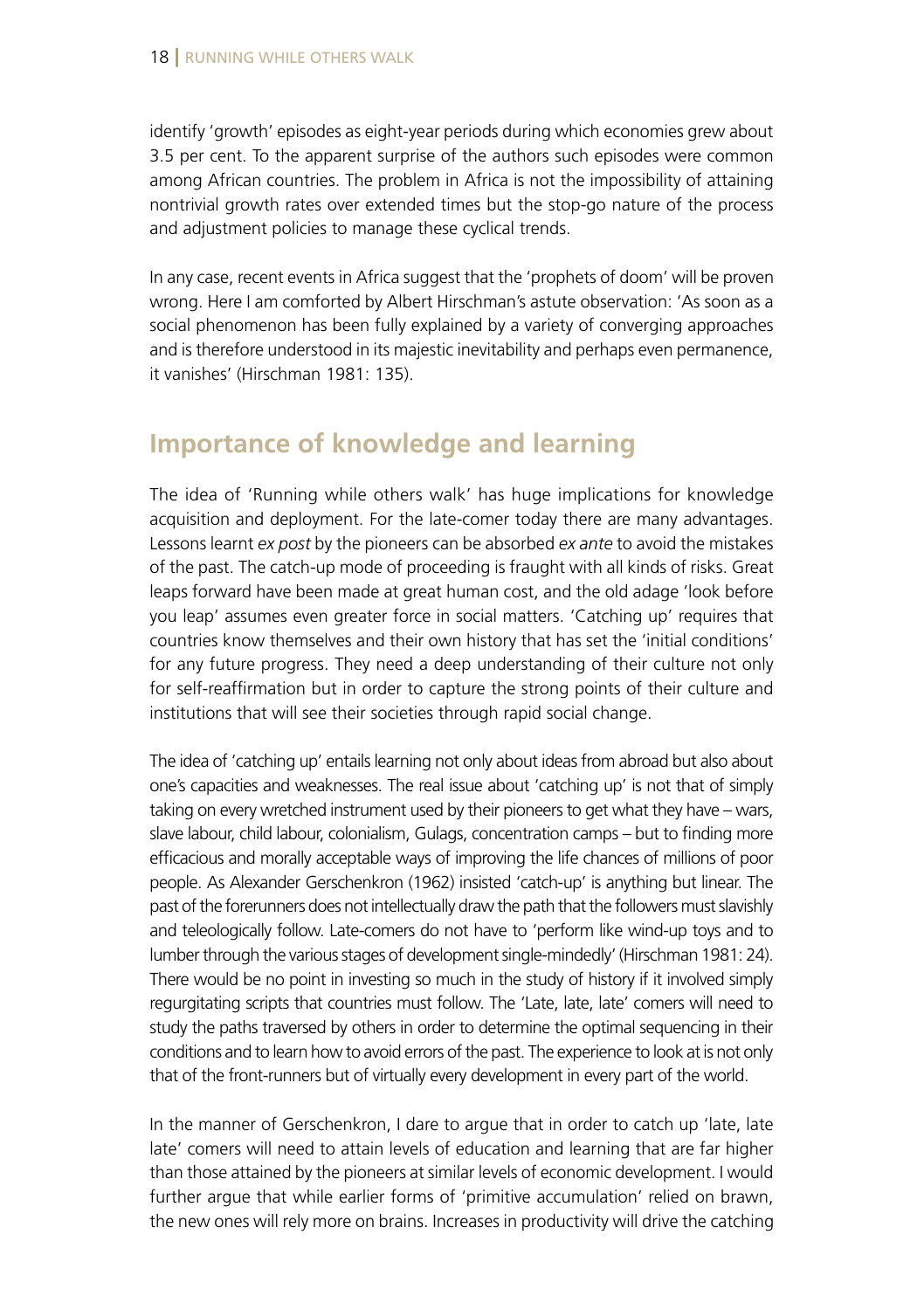identify 'growth' episodes as eight-year periods during which economies grew about 3.5 per cent. To the apparent surprise of the authors such episodes were common among African countries. The problem in Africa is not the impossibility of attaining nontrivial growth rates over extended times but the stop-go nature of the process and adjustment policies to manage these cyclical trends.

In any case, recent events in Africa suggest that the 'prophets of doom' will be proven wrong. Here I am comforted by Albert Hirschman's astute observation: 'As soon as a social phenomenon has been fully explained by a variety of converging approaches and is therefore understood in its majestic inevitability and perhaps even permanence, it vanishes' (Hirschman 1981: 135).

## Importance of knowledge and learning

The idea of 'Running while others walk' has huge implications for knowledge acquisition and deployment. For the late-comer today there are many advantages. Lessons learnt *ex post* by the pioneers can be absorbed *ex ante* to avoid the mistakes of the past. The catch-up mode of proceeding is fraught with all kinds of risks. Great leaps forward have been made at great human cost, and the old adage 'look before you leap' assumes even greater force in social matters. 'Catching up' requires that countries know themselves and their own history that has set the 'initial conditions' for any future progress. They need a deep understanding of their culture not only for self-reaffirmation but in order to capture the strong points of their culture and institutions that will see their societies through rapid social change.

The idea of 'catching up' entails learning not only about ideas from abroad but also about one's capacities and weaknesses. The real issue about 'catching up' is not that of simply taking on every wretched instrument used by their pioneers to get what they have – wars, slave labour, child labour, colonialism, Gulags, concentration camps – but to finding more efficacious and morally acceptable ways of improving the life chances of millions of poor people. As Alexander Gerschenkron (1962) insisted 'catch-up' is anything but linear. The past of the forerunners does not intellectually draw the path that the followers must slavishly and teleologically follow. Late-comers do not have to 'perform like wind-up toys and to lumber through the various stages of development single-mindedly' (Hirschman 1981: 24). There would be no point in investing so much in the study of history if it involved simply regurgitating scripts that countries must follow. The 'Late, late, late' comers will need to study the paths traversed by others in order to determine the optimal sequencing in their conditions and to learn how to avoid errors of the past. The experience to look at is not only that of the front-runners but of virtually every development in every part of the world.

In the manner of Gerschenkron, I dare to argue that in order to catch up 'late, late late' comers will need to attain levels of education and learning that are far higher than those attained by the pioneers at similar levels of economic development. I would further argue that while earlier forms of 'primitive accumulation' relied on brawn, the new ones will rely more on brains. Increases in productivity will drive the catching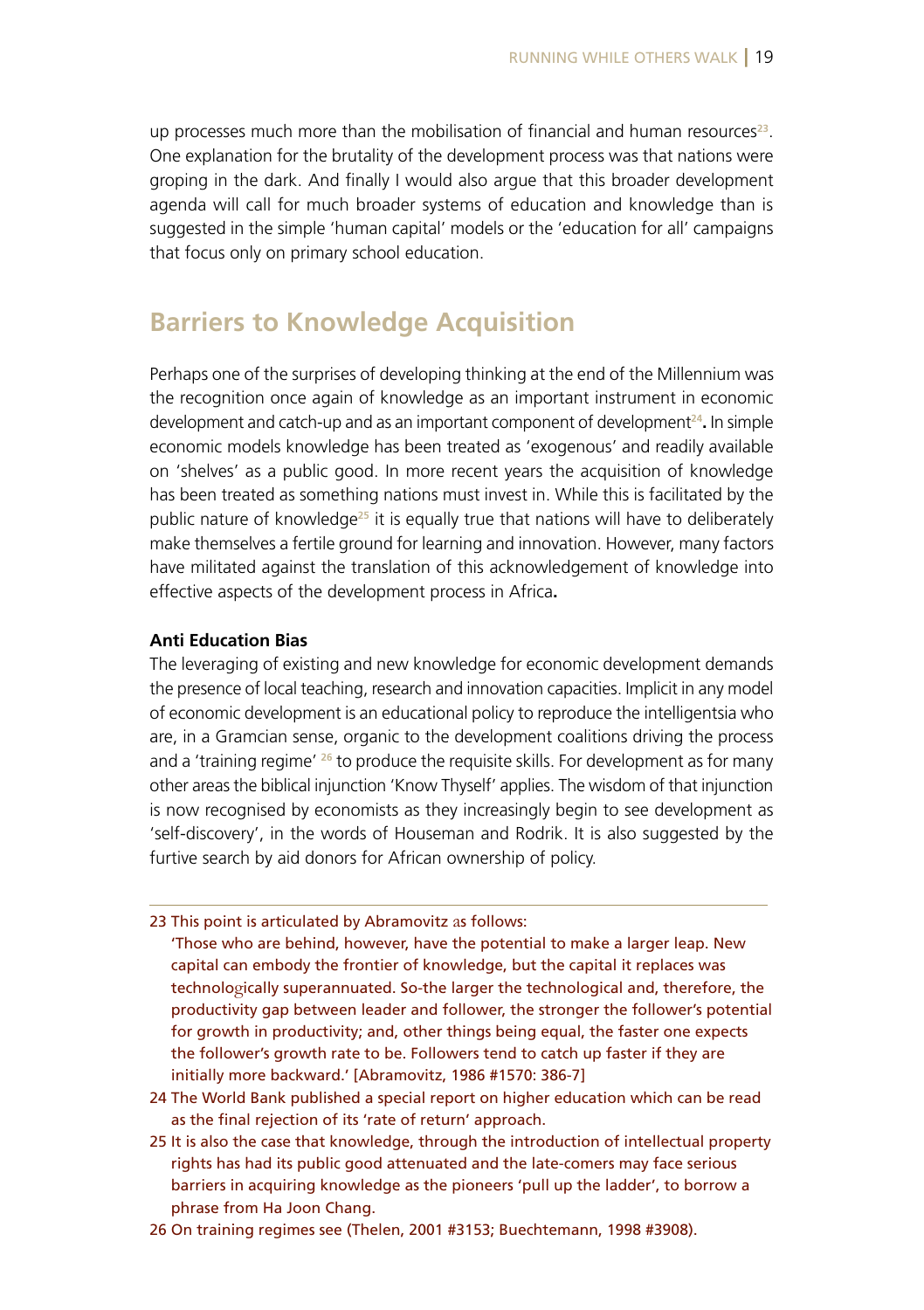up processes much more than the mobilisation of financial and human resources[23]. One explanation for the brutality of the development process was that nations were groping in the dark. And finally I would also argue that this broader development agenda will call for much broader systems of education and knowledge than is suggested in the simple 'human capital' models or the 'education for all' campaigns that focus only on primary school education.

## Barriers to Knowledge Acquisition

Perhaps one of the surprises of developing thinking at the end of the Millennium was the recognition once again of knowledge as an important instrument in economic development and catch-up and as an important component of development[24]**.** In simple economic models knowledge has been treated as 'exogenous' and readily available on 'shelves' as a public good. In more recent years the acquisition of knowledge has been treated as something nations must invest in. While this is facilitated by the public nature of knowledge[25] it is equally true that nations will have to deliberately make themselves a fertile ground for learning and innovation. However, many factors have militated against the translation of this acknowledgement of knowledge into effective aspects of the development process in Africa**.**

### Anti Education Bias

The leveraging of existing and new knowledge for economic development demands the presence of local teaching, research and innovation capacities. Implicit in any model of economic development is an educational policy to reproduce the intelligentsia who are, in a Gramcian sense, organic to the development coalitions driving the process and a 'training regime' [26] to produce the requisite skills. For development as for many other areas the biblical injunction 'Know Thyself' applies. The wisdom of that injunction is now recognised by economists as they increasingly begin to see development as 'self-discovery', in the words of Houseman and Rodrik. It is also suggested by the furtive search by aid donors for African ownership of policy.

---

23 This point is articulated by Abramovitz as follows:
'Those who are behind, however, have the potential to make a larger leap. New capital can embody the frontier of knowledge, but the capital it replaces was technologically superannuated. So-the larger the technological and, therefore, the productivity gap between leader and follower, the stronger the follower's potential for growth in productivity; and, other things being equal, the faster one expects the follower's growth rate to be. Followers tend to catch up faster if they are initially more backward.' [Abramovitz, 1986 #1570: 386-7]

24 The World Bank published a special report on higher education which can be read as the final rejection of its 'rate of return' approach.

25 It is also the case that knowledge, through the introduction of intellectual property rights has had its public good attenuated and the late-comers may face serious barriers in acquiring knowledge as the pioneers 'pull up the ladder', to borrow a phrase from Ha Joon Chang.

26 On training regimes see (Thelen, 2001 #3153; Buechtemann, 1998 #3908).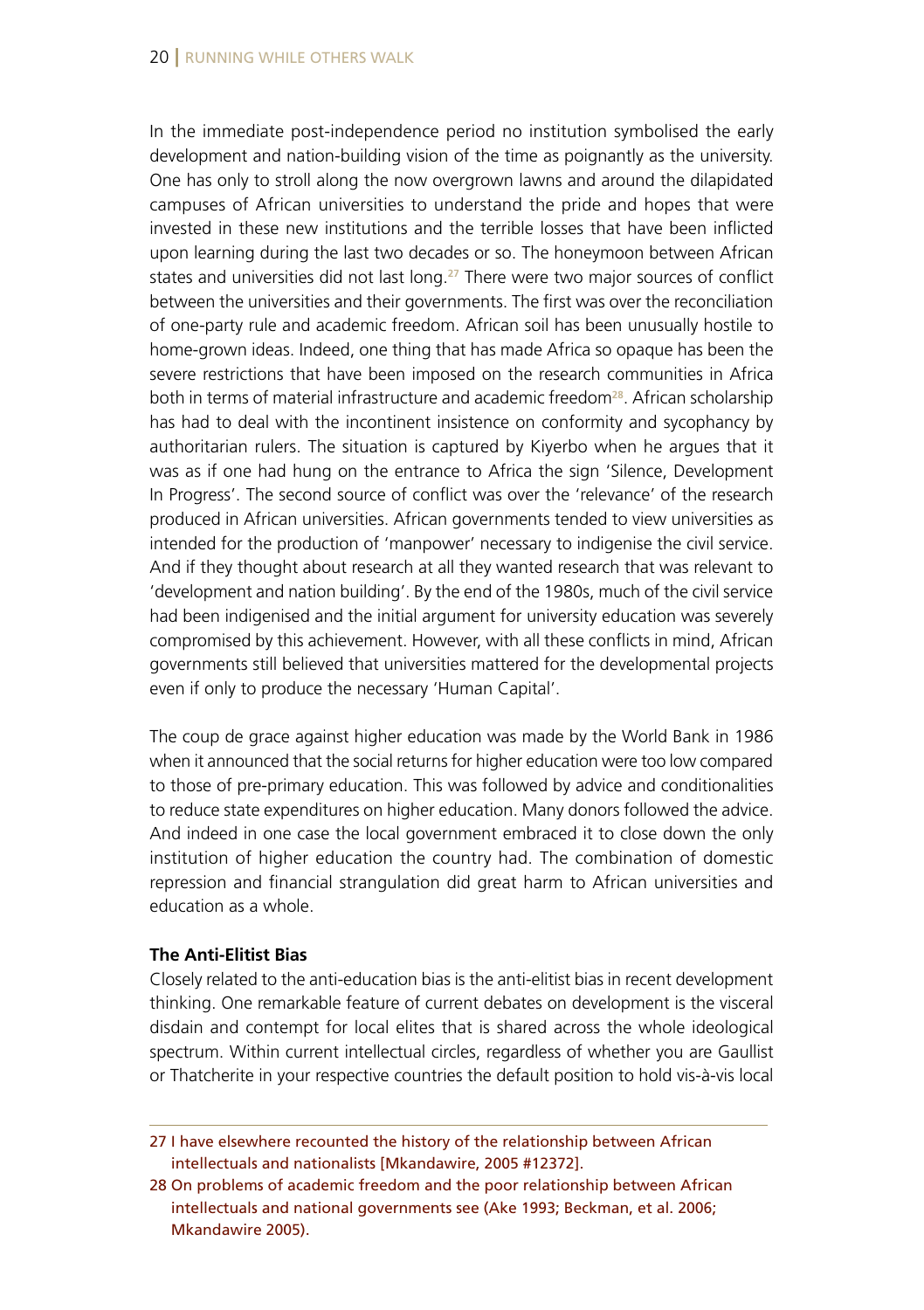In the immediate post-independence period no institution symbolised the early development and nation-building vision of the time as poignantly as the university. One has only to stroll along the now overgrown lawns and around the dilapidated campuses of African universities to understand the pride and hopes that were invested in these new institutions and the terrible losses that have been inflicted upon learning during the last two decades or so. The honeymoon between African states and universities did not last long.[27] There were two major sources of conflict between the universities and their governments. The first was over the reconciliation of one-party rule and academic freedom. African soil has been unusually hostile to home-grown ideas. Indeed, one thing that has made Africa so opaque has been the severe restrictions that have been imposed on the research communities in Africa both in terms of material infrastructure and academic freedom[28]. African scholarship has had to deal with the incontinent insistence on conformity and sycophancy by authoritarian rulers. The situation is captured by Kiyerbo when he argues that it was as if one had hung on the entrance to Africa the sign 'Silence, Development In Progress'. The second source of conflict was over the 'relevance' of the research produced in African universities. African governments tended to view universities as intended for the production of 'manpower' necessary to indigenise the civil service. And if they thought about research at all they wanted research that was relevant to 'development and nation building'. By the end of the 1980s, much of the civil service had been indigenised and the initial argument for university education was severely compromised by this achievement. However, with all these conflicts in mind, African governments still believed that universities mattered for the developmental projects even if only to produce the necessary 'Human Capital'.

The coup de grace against higher education was made by the World Bank in 1986 when it announced that the social returns for higher education were too low compared to those of pre-primary education. This was followed by advice and conditionalities to reduce state expenditures on higher education. Many donors followed the advice. And indeed in one case the local government embraced it to close down the only institution of higher education the country had. The combination of domestic repression and financial strangulation did great harm to African universities and education as a whole.

**The Anti-Elitist Bias**

Closely related to the anti-education bias is the anti-elitist bias in recent development thinking. One remarkable feature of current debates on development is the visceral disdain and contempt for local elites that is shared across the whole ideological spectrum. Within current intellectual circles, regardless of whether you are Gaullist or Thatcherite in your respective countries the default position to hold vis-à-vis local

27 I have elsewhere recounted the history of the relationship between African intellectuals and nationalists [Mkandawire, 2005 #12372].

28 On problems of academic freedom and the poor relationship between African intellectuals and national governments see (Ake 1993; Beckman, et al. 2006; Mkandawire 2005).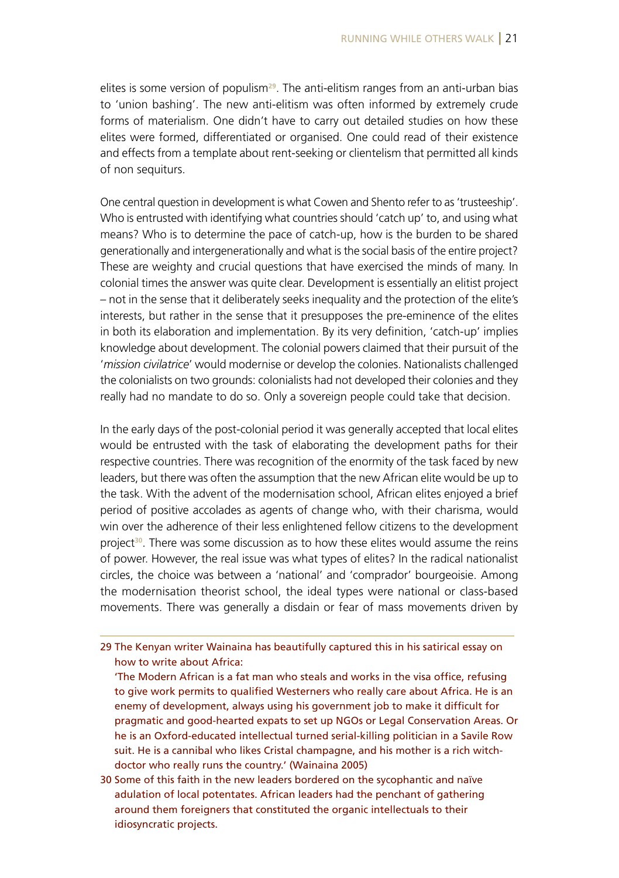elites is some version of populism[29]. The anti-elitism ranges from an anti-urban bias to 'union bashing'. The new anti-elitism was often informed by extremely crude forms of materialism. One didn't have to carry out detailed studies on how these elites were formed, differentiated or organised. One could read of their existence and effects from a template about rent-seeking or clientelism that permitted all kinds of non sequiturs.

One central question in development is what Cowen and Shento refer to as 'trusteeship'. Who is entrusted with identifying what countries should 'catch up' to, and using what means? Who is to determine the pace of catch-up, how is the burden to be shared generationally and intergenerationally and what is the social basis of the entire project? These are weighty and crucial questions that have exercised the minds of many. In colonial times the answer was quite clear. Development is essentially an elitist project – not in the sense that it deliberately seeks inequality and the protection of the elite's interests, but rather in the sense that it presupposes the pre-eminence of the elites in both its elaboration and implementation. By its very definition, 'catch-up' implies knowledge about development. The colonial powers claimed that their pursuit of the '*mission civilatrice*' would modernise or develop the colonies. Nationalists challenged the colonialists on two grounds: colonialists had not developed their colonies and they really had no mandate to do so. Only a sovereign people could take that decision.

In the early days of the post-colonial period it was generally accepted that local elites would be entrusted with the task of elaborating the development paths for their respective countries. There was recognition of the enormity of the task faced by new leaders, but there was often the assumption that the new African elite would be up to the task. With the advent of the modernisation school, African elites enjoyed a brief period of positive accolades as agents of change who, with their charisma, would win over the adherence of their less enlightened fellow citizens to the development project[30]. There was some discussion as to how these elites would assume the reins of power. However, the real issue was what types of elites? In the radical nationalist circles, the choice was between a 'national' and 'comprador' bourgeoisie. Among the modernisation theorist school, the ideal types were national or class-based movements. There was generally a disdain or fear of mass movements driven by

---

29 The Kenyan writer Wainaina has beautifully captured this in his satirical essay on how to write about Africa:
'The Modern African is a fat man who steals and works in the visa office, refusing to give work permits to qualified Westerners who really care about Africa. He is an enemy of development, always using his government job to make it difficult for pragmatic and good-hearted expats to set up NGOs or Legal Conservation Areas. Or he is an Oxford-educated intellectual turned serial-killing politician in a Savile Row suit. He is a cannibal who likes Cristal champagne, and his mother is a rich witch-doctor who really runs the country.' (Wainaina 2005)

30 Some of this faith in the new leaders bordered on the sycophantic and naïve adulation of local potentates. African leaders had the penchant of gathering around them foreigners that constituted the organic intellectuals to their idiosyncratic projects.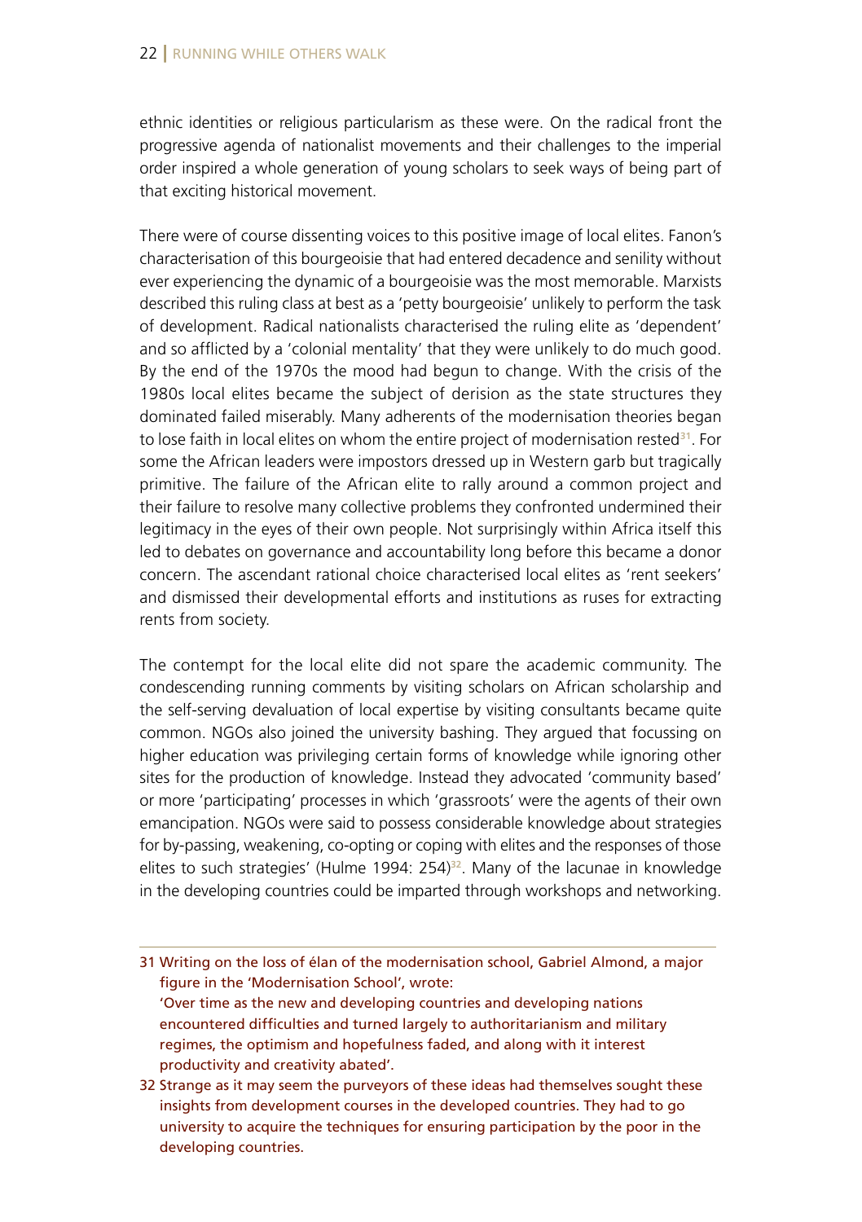ethnic identities or religious particularism as these were. On the radical front the progressive agenda of nationalist movements and their challenges to the imperial order inspired a whole generation of young scholars to seek ways of being part of that exciting historical movement.

There were of course dissenting voices to this positive image of local elites. Fanon's characterisation of this bourgeoisie that had entered decadence and senility without ever experiencing the dynamic of a bourgeoisie was the most memorable. Marxists described this ruling class at best as a 'petty bourgeoisie' unlikely to perform the task of development. Radical nationalists characterised the ruling elite as 'dependent' and so afflicted by a 'colonial mentality' that they were unlikely to do much good. By the end of the 1970s the mood had begun to change. With the crisis of the 1980s local elites became the subject of derision as the state structures they dominated failed miserably. Many adherents of the modernisation theories began to lose faith in local elites on whom the entire project of modernisation rested[31]. For some the African leaders were impostors dressed up in Western garb but tragically primitive. The failure of the African elite to rally around a common project and their failure to resolve many collective problems they confronted undermined their legitimacy in the eyes of their own people. Not surprisingly within Africa itself this led to debates on governance and accountability long before this became a donor concern. The ascendant rational choice characterised local elites as 'rent seekers' and dismissed their developmental efforts and institutions as ruses for extracting rents from society.

The contempt for the local elite did not spare the academic community. The condescending running comments by visiting scholars on African scholarship and the self-serving devaluation of local expertise by visiting consultants became quite common. NGOs also joined the university bashing. They argued that focussing on higher education was privileging certain forms of knowledge while ignoring other sites for the production of knowledge. Instead they advocated 'community based' or more 'participating' processes in which 'grassroots' were the agents of their own emancipation. NGOs were said to possess considerable knowledge about strategies for by-passing, weakening, co-opting or coping with elites and the responses of those elites to such strategies' (Hulme 1994: 254)[32]. Many of the lacunae in knowledge in the developing countries could be imparted through workshops and networking.

---

31 Writing on the loss of élan of the modernisation school, Gabriel Almond, a major figure in the 'Modernisation School', wrote:
'Over time as the new and developing countries and developing nations encountered difficulties and turned largely to authoritarianism and military regimes, the optimism and hopefulness faded, and along with it interest productivity and creativity abated'.

32 Strange as it may seem the purveyors of these ideas had themselves sought these insights from development courses in the developed countries. They had to go university to acquire the techniques for ensuring participation by the poor in the developing countries.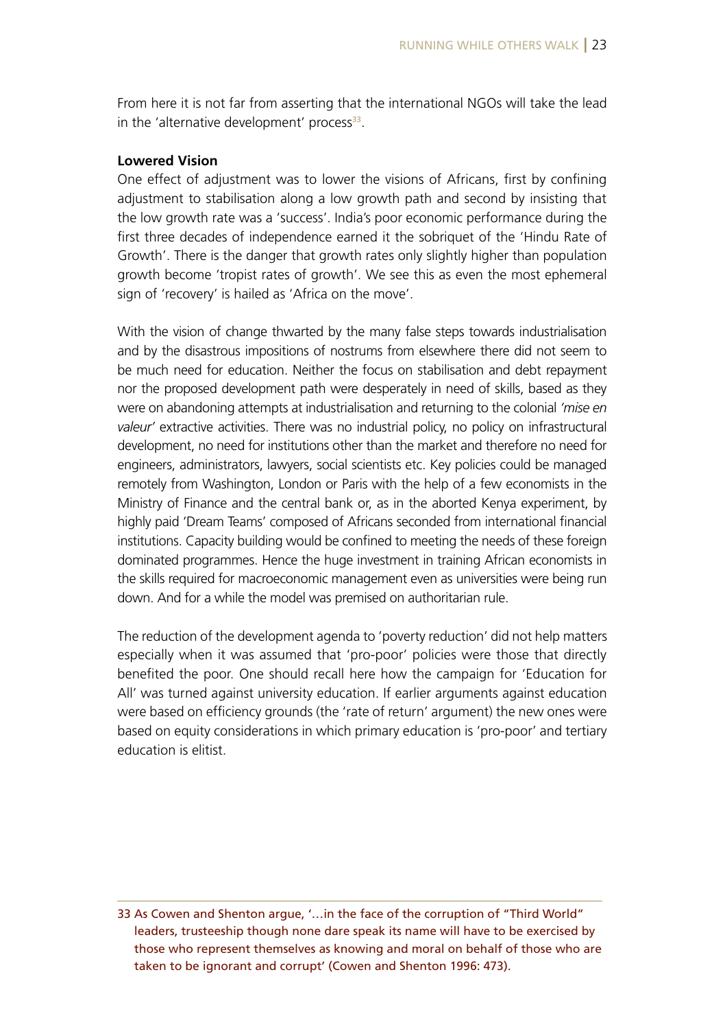From here it is not far from asserting that the international NGOs will take the lead in the 'alternative development' process[33].

**Lowered Vision**

One effect of adjustment was to lower the visions of Africans, first by confining adjustment to stabilisation along a low growth path and second by insisting that the low growth rate was a 'success'. India's poor economic performance during the first three decades of independence earned it the sobriquet of the 'Hindu Rate of Growth'. There is the danger that growth rates only slightly higher than population growth become 'tropist rates of growth'. We see this as even the most ephemeral sign of 'recovery' is hailed as 'Africa on the move'.

With the vision of change thwarted by the many false steps towards industrialisation and by the disastrous impositions of nostrums from elsewhere there did not seem to be much need for education. Neither the focus on stabilisation and debt repayment nor the proposed development path were desperately in need of skills, based as they were on abandoning attempts at industrialisation and returning to the colonial *'mise en valeur'* extractive activities. There was no industrial policy, no policy on infrastructural development, no need for institutions other than the market and therefore no need for engineers, administrators, lawyers, social scientists etc. Key policies could be managed remotely from Washington, London or Paris with the help of a few economists in the Ministry of Finance and the central bank or, as in the aborted Kenya experiment, by highly paid 'Dream Teams' composed of Africans seconded from international financial institutions. Capacity building would be confined to meeting the needs of these foreign dominated programmes. Hence the huge investment in training African economists in the skills required for macroeconomic management even as universities were being run down. And for a while the model was premised on authoritarian rule.

The reduction of the development agenda to 'poverty reduction' did not help matters especially when it was assumed that 'pro-poor' policies were those that directly benefited the poor. One should recall here how the campaign for 'Education for All' was turned against university education. If earlier arguments against education were based on efficiency grounds (the 'rate of return' argument) the new ones were based on equity considerations in which primary education is 'pro-poor' and tertiary education is elitist.

---

33 As Cowen and Shenton argue, '…in the face of the corruption of "Third World" leaders, trusteeship though none dare speak its name will have to be exercised by those who represent themselves as knowing and moral on behalf of those who are taken to be ignorant and corrupt' (Cowen and Shenton 1996: 473).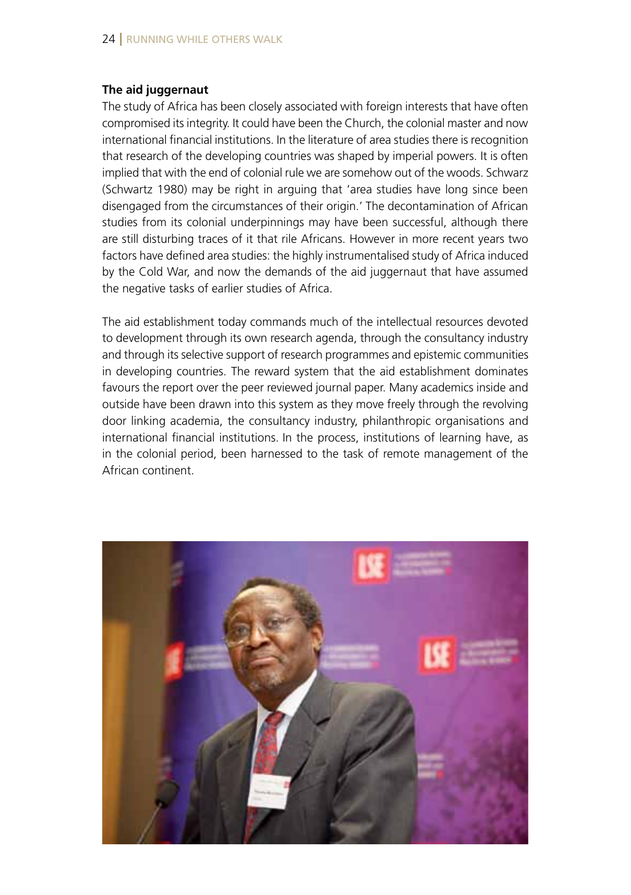### The aid juggernaut

The study of Africa has been closely associated with foreign interests that have often compromised its integrity. It could have been the Church, the colonial master and now international financial institutions. In the literature of area studies there is recognition that research of the developing countries was shaped by imperial powers. It is often implied that with the end of colonial rule we are somehow out of the woods. Schwarz (Schwartz 1980) may be right in arguing that 'area studies have long since been disengaged from the circumstances of their origin.' The decontamination of African studies from its colonial underpinnings may have been successful, although there are still disturbing traces of it that rile Africans. However in more recent years two factors have defined area studies: the highly instrumentalised study of Africa induced by the Cold War, and now the demands of the aid juggernaut that have assumed the negative tasks of earlier studies of Africa.

The aid establishment today commands much of the intellectual resources devoted to development through its own research agenda, through the consultancy industry and through its selective support of research programmes and epistemic communities in developing countries. The reward system that the aid establishment dominates favours the report over the peer reviewed journal paper. Many academics inside and outside have been drawn into this system as they move freely through the revolving door linking academia, the consultancy industry, philanthropic organisations and international financial institutions. In the process, institutions of learning have, as in the colonial period, been harnessed to the task of remote management of the African continent.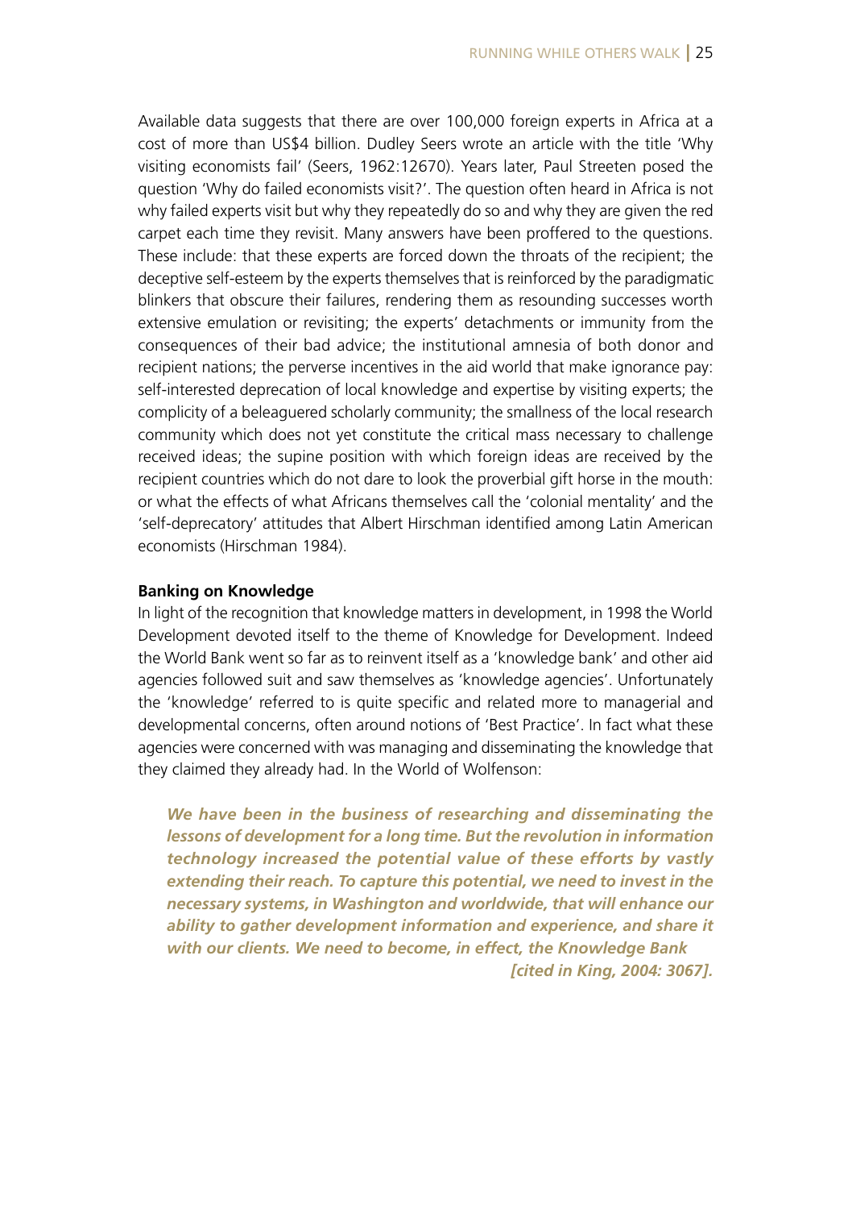Available data suggests that there are over 100,000 foreign experts in Africa at a cost of more than US$4 billion. Dudley Seers wrote an article with the title 'Why visiting economists fail' (Seers, 1962:12670). Years later, Paul Streeten posed the question 'Why do failed economists visit?'. The question often heard in Africa is not why failed experts visit but why they repeatedly do so and why they are given the red carpet each time they revisit. Many answers have been proffered to the questions. These include: that these experts are forced down the throats of the recipient; the deceptive self-esteem by the experts themselves that is reinforced by the paradigmatic blinkers that obscure their failures, rendering them as resounding successes worth extensive emulation or revisiting; the experts' detachments or immunity from the consequences of their bad advice; the institutional amnesia of both donor and recipient nations; the perverse incentives in the aid world that make ignorance pay: self-interested deprecation of local knowledge and expertise by visiting experts; the complicity of a beleaguered scholarly community; the smallness of the local research community which does not yet constitute the critical mass necessary to challenge received ideas; the supine position with which foreign ideas are received by the recipient countries which do not dare to look the proverbial gift horse in the mouth: or what the effects of what Africans themselves call the 'colonial mentality' and the 'self-deprecatory' attitudes that Albert Hirschman identified among Latin American economists (Hirschman 1984).

**Banking on Knowledge**

In light of the recognition that knowledge matters in development, in 1998 the World Development devoted itself to the theme of Knowledge for Development. Indeed the World Bank went so far as to reinvent itself as a 'knowledge bank' and other aid agencies followed suit and saw themselves as 'knowledge agencies'. Unfortunately the 'knowledge' referred to is quite specific and related more to managerial and developmental concerns, often around notions of 'Best Practice'. In fact what these agencies were concerned with was managing and disseminating the knowledge that they claimed they already had. In the World of Wolfenson:

> ***We have been in the business of researching and disseminating the lessons of development for a long time. But the revolution in information technology increased the potential value of these efforts by vastly extending their reach. To capture this potential, we need to invest in the necessary systems, in Washington and worldwide, that will enhance our ability to gather development information and experience, and share it with our clients. We need to become, in effect, the Knowledge Bank [cited in King, 2004: 3067].***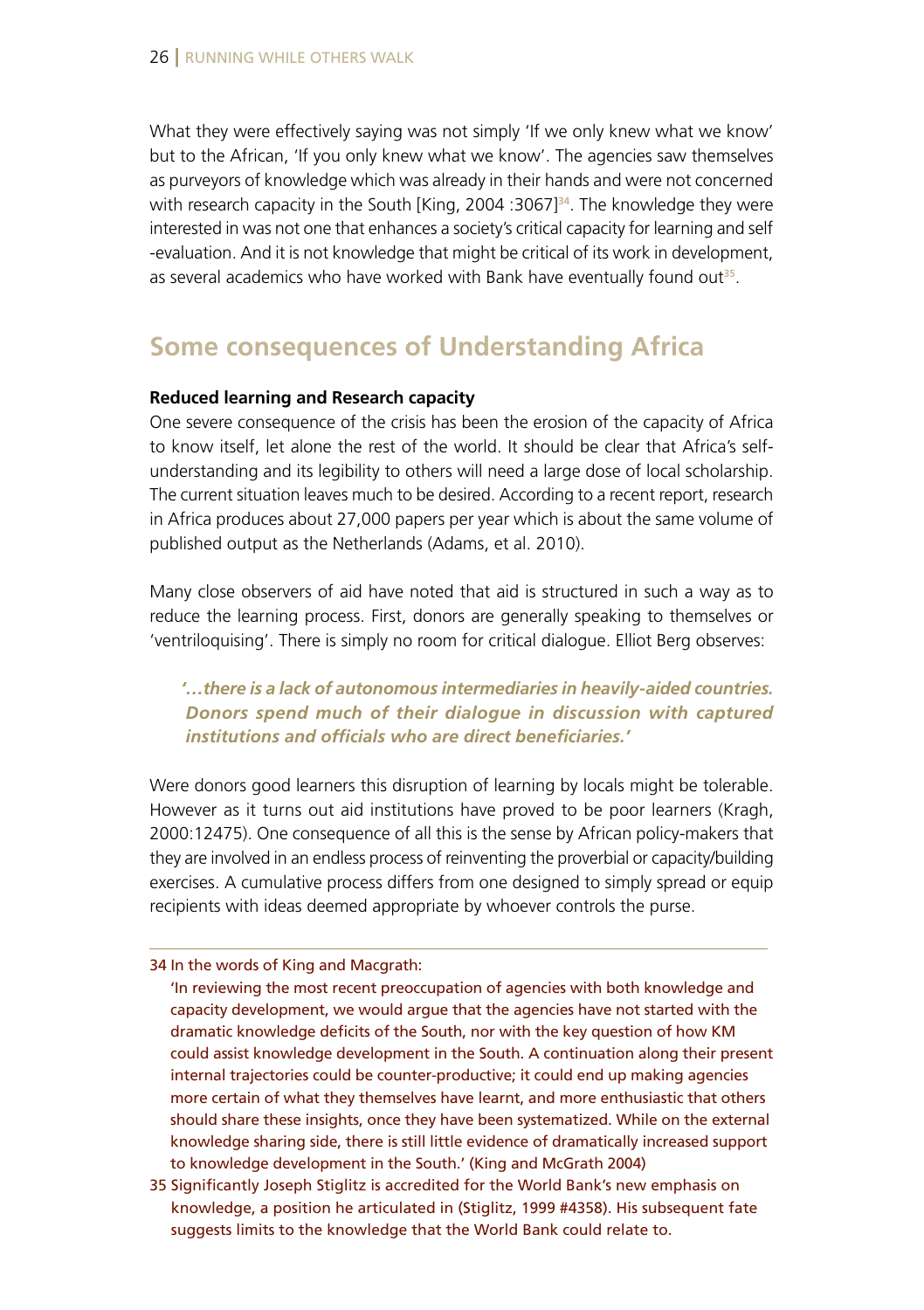What they were effectively saying was not simply 'If we only knew what we know' but to the African, 'If you only knew what we know'. The agencies saw themselves as purveyors of knowledge which was already in their hands and were not concerned with research capacity in the South [King, 2004 :3067][34]. The knowledge they were interested in was not one that enhances a society's critical capacity for learning and self -evaluation. And it is not knowledge that might be critical of its work in development, as several academics who have worked with Bank have eventually found out[35].

## Some consequences of Understanding Africa

**Reduced learning and Research capacity**

One severe consequence of the crisis has been the erosion of the capacity of Africa to know itself, let alone the rest of the world. It should be clear that Africa's self-understanding and its legibility to others will need a large dose of local scholarship. The current situation leaves much to be desired. According to a recent report, research in Africa produces about 27,000 papers per year which is about the same volume of published output as the Netherlands (Adams, et al. 2010).

Many close observers of aid have noted that aid is structured in such a way as to reduce the learning process. First, donors are generally speaking to themselves or 'ventriloquising'. There is simply no room for critical dialogue. Elliot Berg observes:

> ***'…there is a lack of autonomous intermediaries in heavily-aided countries. Donors spend much of their dialogue in discussion with captured institutions and officials who are direct beneficiaries.'***

Were donors good learners this disruption of learning by locals might be tolerable. However as it turns out aid institutions have proved to be poor learners (Kragh, 2000:12475). One consequence of all this is the sense by African policy-makers that they are involved in an endless process of reinventing the proverbial or capacity/building exercises. A cumulative process differs from one designed to simply spread or equip recipients with ideas deemed appropriate by whoever controls the purse.

---

34 In the words of King and Macgrath:

'In reviewing the most recent preoccupation of agencies with both knowledge and capacity development, we would argue that the agencies have not started with the dramatic knowledge deficits of the South, nor with the key question of how KM could assist knowledge development in the South. A continuation along their present internal trajectories could be counter-productive; it could end up making agencies more certain of what they themselves have learnt, and more enthusiastic that others should share these insights, once they have been systematized. While on the external knowledge sharing side, there is still little evidence of dramatically increased support to knowledge development in the South.' (King and McGrath 2004)

35 Significantly Joseph Stiglitz is accredited for the World Bank's new emphasis on knowledge, a position he articulated in (Stiglitz, 1999 #4358). His subsequent fate suggests limits to the knowledge that the World Bank could relate to.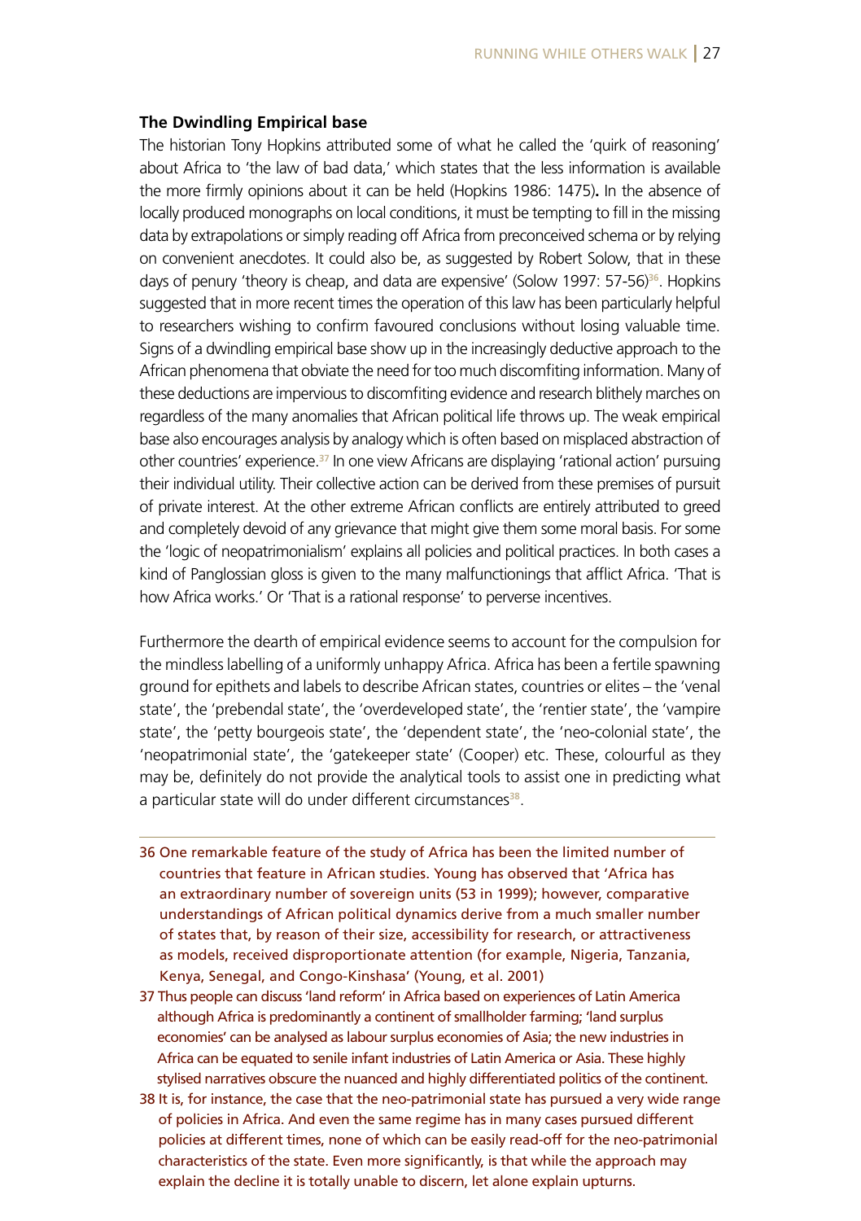### The Dwindling Empirical base

The historian Tony Hopkins attributed some of what he called the 'quirk of reasoning' about Africa to 'the law of bad data,' which states that the less information is available the more firmly opinions about it can be held (Hopkins 1986: 1475)**.** In the absence of locally produced monographs on local conditions, it must be tempting to fill in the missing data by extrapolations or simply reading off Africa from preconceived schema or by relying on convenient anecdotes. It could also be, as suggested by Robert Solow, that in these days of penury 'theory is cheap, and data are expensive' (Solow 1997: 57-56)[36]. Hopkins suggested that in more recent times the operation of this law has been particularly helpful to researchers wishing to confirm favoured conclusions without losing valuable time. Signs of a dwindling empirical base show up in the increasingly deductive approach to the African phenomena that obviate the need for too much discomfiting information. Many of these deductions are impervious to discomfiting evidence and research blithely marches on regardless of the many anomalies that African political life throws up. The weak empirical base also encourages analysis by analogy which is often based on misplaced abstraction of other countries' experience.[37] In one view Africans are displaying 'rational action' pursuing their individual utility. Their collective action can be derived from these premises of pursuit of private interest. At the other extreme African conflicts are entirely attributed to greed and completely devoid of any grievance that might give them some moral basis. For some the 'logic of neopatrimonialism' explains all policies and political practices. In both cases a kind of Panglossian gloss is given to the many malfunctionings that afflict Africa. 'That is how Africa works.' Or 'That is a rational response' to perverse incentives.

Furthermore the dearth of empirical evidence seems to account for the compulsion for the mindless labelling of a uniformly unhappy Africa. Africa has been a fertile spawning ground for epithets and labels to describe African states, countries or elites – the 'venal state', the 'prebendal state', the 'overdeveloped state', the 'rentier state', the 'vampire state', the 'petty bourgeois state', the 'dependent state', the 'neo-colonial state', the 'neopatrimonial state', the 'gatekeeper state' (Cooper) etc. These, colourful as they may be, definitely do not provide the analytical tools to assist one in predicting what a particular state will do under different circumstances[38].

---

36 One remarkable feature of the study of Africa has been the limited number of countries that feature in African studies. Young has observed that 'Africa has an extraordinary number of sovereign units (53 in 1999); however, comparative understandings of African political dynamics derive from a much smaller number of states that, by reason of their size, accessibility for research, or attractiveness as models, received disproportionate attention (for example, Nigeria, Tanzania, Kenya, Senegal, and Congo-Kinshasa' (Young, et al. 2001)

37 Thus people can discuss 'land reform' in Africa based on experiences of Latin America although Africa is predominantly a continent of smallholder farming; 'land surplus economies' can be analysed as labour surplus economies of Asia; the new industries in Africa can be equated to senile infant industries of Latin America or Asia. These highly stylised narratives obscure the nuanced and highly differentiated politics of the continent.

38 It is, for instance, the case that the neo-patrimonial state has pursued a very wide range of policies in Africa. And even the same regime has in many cases pursued different policies at different times, none of which can be easily read-off for the neo-patrimonial characteristics of the state. Even more significantly, is that while the approach may explain the decline it is totally unable to discern, let alone explain upturns.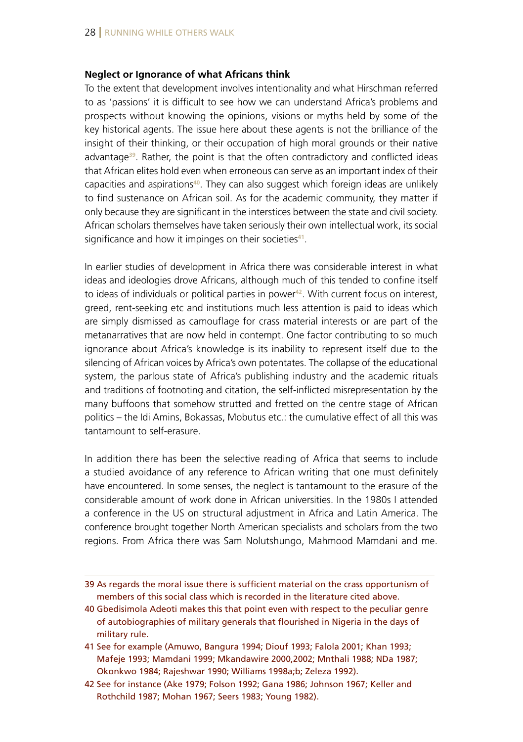**Neglect or Ignorance of what Africans think**

To the extent that development involves intentionality and what Hirschman referred to as 'passions' it is difficult to see how we can understand Africa's problems and prospects without knowing the opinions, visions or myths held by some of the key historical agents. The issue here about these agents is not the brilliance of the insight of their thinking, or their occupation of high moral grounds or their native advantage[39]. Rather, the point is that the often contradictory and conflicted ideas that African elites hold even when erroneous can serve as an important index of their capacities and aspirations[40]. They can also suggest which foreign ideas are unlikely to find sustenance on African soil. As for the academic community, they matter if only because they are significant in the interstices between the state and civil society. African scholars themselves have taken seriously their own intellectual work, its social significance and how it impinges on their societies[41].

In earlier studies of development in Africa there was considerable interest in what ideas and ideologies drove Africans, although much of this tended to confine itself to ideas of individuals or political parties in power[42]. With current focus on interest, greed, rent-seeking etc and institutions much less attention is paid to ideas which are simply dismissed as camouflage for crass material interests or are part of the metanarratives that are now held in contempt. One factor contributing to so much ignorance about Africa's knowledge is its inability to represent itself due to the silencing of African voices by Africa's own potentates. The collapse of the educational system, the parlous state of Africa's publishing industry and the academic rituals and traditions of footnoting and citation, the self-inflicted misrepresentation by the many buffoons that somehow strutted and fretted on the centre stage of African politics – the Idi Amins, Bokassas, Mobutus etc.: the cumulative effect of all this was tantamount to self-erasure.

In addition there has been the selective reading of Africa that seems to include a studied avoidance of any reference to African writing that one must definitely have encountered. In some senses, the neglect is tantamount to the erasure of the considerable amount of work done in African universities. In the 1980s I attended a conference in the US on structural adjustment in Africa and Latin America. The conference brought together North American specialists and scholars from the two regions. From Africa there was Sam Nolutshungo, Mahmood Mamdani and me.

---

39 As regards the moral issue there is sufficient material on the crass opportunism of members of this social class which is recorded in the literature cited above.

40 Gbedisimola Adeoti makes this that point even with respect to the peculiar genre of autobiographies of military generals that flourished in Nigeria in the days of military rule.

41 See for example (Amuwo, Bangura 1994; Diouf 1993; Falola 2001; Khan 1993; Mafeje 1993; Mamdani 1999; Mkandawire 2000,2002; Mnthali 1988; NDa 1987; Okonkwo 1984; Rajeshwar 1990; Williams 1998a;b; Zeleza 1992).

42 See for instance (Ake 1979; Folson 1992; Gana 1986; Johnson 1967; Keller and Rothchild 1987; Mohan 1967; Seers 1983; Young 1982).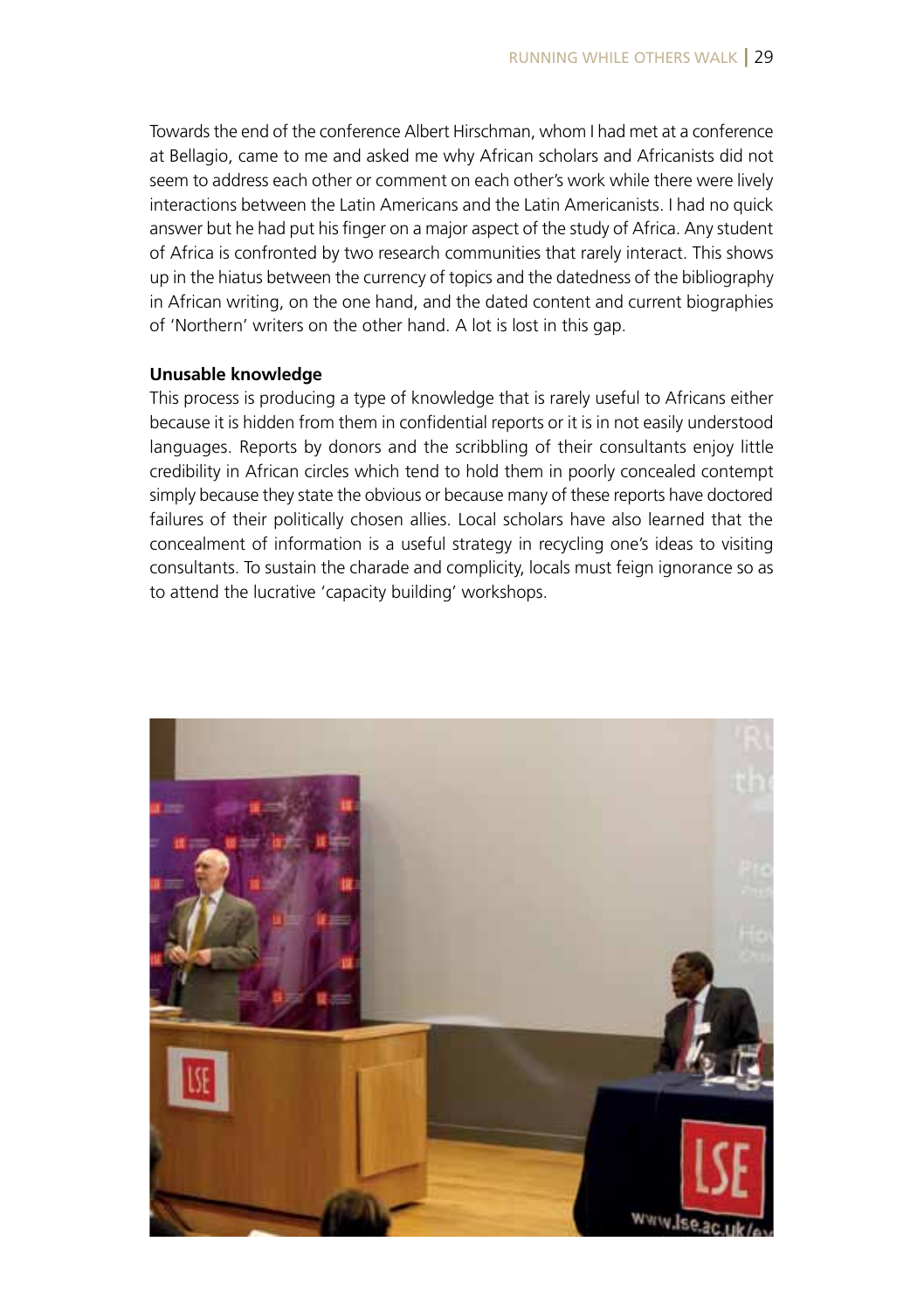Towards the end of the conference Albert Hirschman, whom I had met at a conference at Bellagio, came to me and asked me why African scholars and Africanists did not seem to address each other or comment on each other's work while there were lively interactions between the Latin Americans and the Latin Americanists. I had no quick answer but he had put his finger on a major aspect of the study of Africa. Any student of Africa is confronted by two research communities that rarely interact. This shows up in the hiatus between the currency of topics and the datedness of the bibliography in African writing, on the one hand, and the dated content and current biographies of 'Northern' writers on the other hand. A lot is lost in this gap.

**Unusable knowledge**

This process is producing a type of knowledge that is rarely useful to Africans either because it is hidden from them in confidential reports or it is in not easily understood languages. Reports by donors and the scribbling of their consultants enjoy little credibility in African circles which tend to hold them in poorly concealed contempt simply because they state the obvious or because many of these reports have doctored failures of their politically chosen allies. Local scholars have also learned that the concealment of information is a useful strategy in recycling one's ideas to visiting consultants. To sustain the charade and complicity, locals must feign ignorance so as to attend the lucrative 'capacity building' workshops.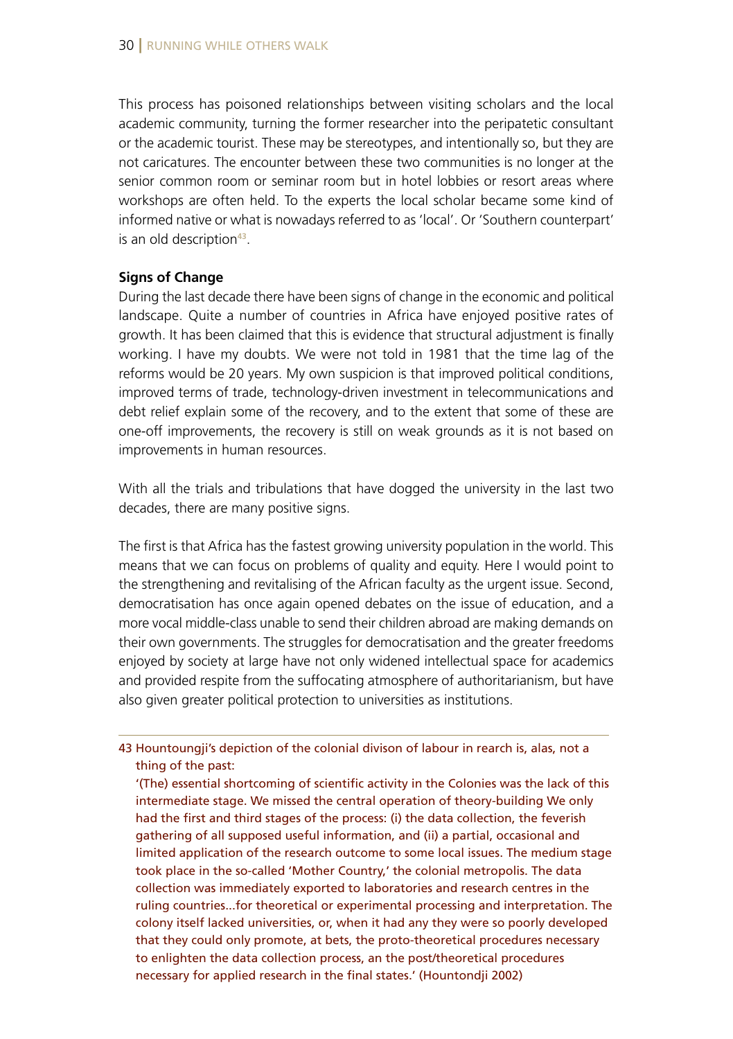This process has poisoned relationships between visiting scholars and the local academic community, turning the former researcher into the peripatetic consultant or the academic tourist. These may be stereotypes, and intentionally so, but they are not caricatures. The encounter between these two communities is no longer at the senior common room or seminar room but in hotel lobbies or resort areas where workshops are often held. To the experts the local scholar became some kind of informed native or what is nowadays referred to as 'local'. Or 'Southern counterpart' is an old description[43].

**Signs of Change**

During the last decade there have been signs of change in the economic and political landscape. Quite a number of countries in Africa have enjoyed positive rates of growth. It has been claimed that this is evidence that structural adjustment is finally working. I have my doubts. We were not told in 1981 that the time lag of the reforms would be 20 years. My own suspicion is that improved political conditions, improved terms of trade, technology-driven investment in telecommunications and debt relief explain some of the recovery, and to the extent that some of these are one-off improvements, the recovery is still on weak grounds as it is not based on improvements in human resources.

With all the trials and tribulations that have dogged the university in the last two decades, there are many positive signs.

The first is that Africa has the fastest growing university population in the world. This means that we can focus on problems of quality and equity. Here I would point to the strengthening and revitalising of the African faculty as the urgent issue. Second, democratisation has once again opened debates on the issue of education, and a more vocal middle-class unable to send their children abroad are making demands on their own governments. The struggles for democratisation and the greater freedoms enjoyed by society at large have not only widened intellectual space for academics and provided respite from the suffocating atmosphere of authoritarianism, but have also given greater political protection to universities as institutions.

---

43 Hountoungji's depiction of the colonial divison of labour in rearch is, alas, not a thing of the past:

'(The) essential shortcoming of scientific activity in the Colonies was the lack of this intermediate stage. We missed the central operation of theory-building We only had the first and third stages of the process: (i) the data collection, the feverish gathering of all supposed useful information, and (ii) a partial, occasional and limited application of the research outcome to some local issues. The medium stage took place in the so-called 'Mother Country,' the colonial metropolis. The data collection was immediately exported to laboratories and research centres in the ruling countries...for theoretical or experimental processing and interpretation. The colony itself lacked universities, or, when it had any they were so poorly developed that they could only promote, at bets, the proto-theoretical procedures necessary to enlighten the data collection process, an the post/theoretical procedures necessary for applied research in the final states.' (Hountondji 2002)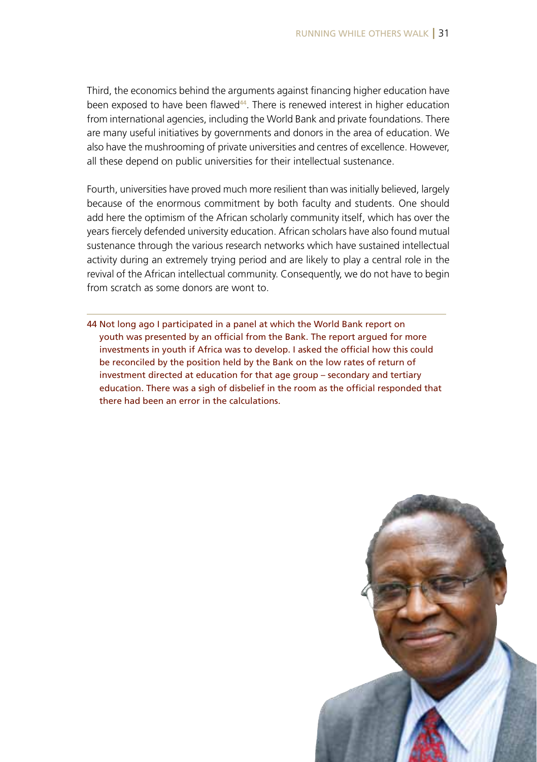Third, the economics behind the arguments against financing higher education have been exposed to have been flawed[44]. There is renewed interest in higher education from international agencies, including the World Bank and private foundations. There are many useful initiatives by governments and donors in the area of education. We also have the mushrooming of private universities and centres of excellence. However, all these depend on public universities for their intellectual sustenance.

Fourth, universities have proved much more resilient than was initially believed, largely because of the enormous commitment by both faculty and students. One should add here the optimism of the African scholarly community itself, which has over the years fiercely defended university education. African scholars have also found mutual sustenance through the various research networks which have sustained intellectual activity during an extremely trying period and are likely to play a central role in the revival of the African intellectual community. Consequently, we do not have to begin from scratch as some donors are wont to.

---

44 Not long ago I participated in a panel at which the World Bank report on youth was presented by an official from the Bank. The report argued for more investments in youth if Africa was to develop. I asked the official how this could be reconciled by the position held by the Bank on the low rates of return of investment directed at education for that age group – secondary and tertiary education. There was a sigh of disbelief in the room as the official responded that there had been an error in the calculations.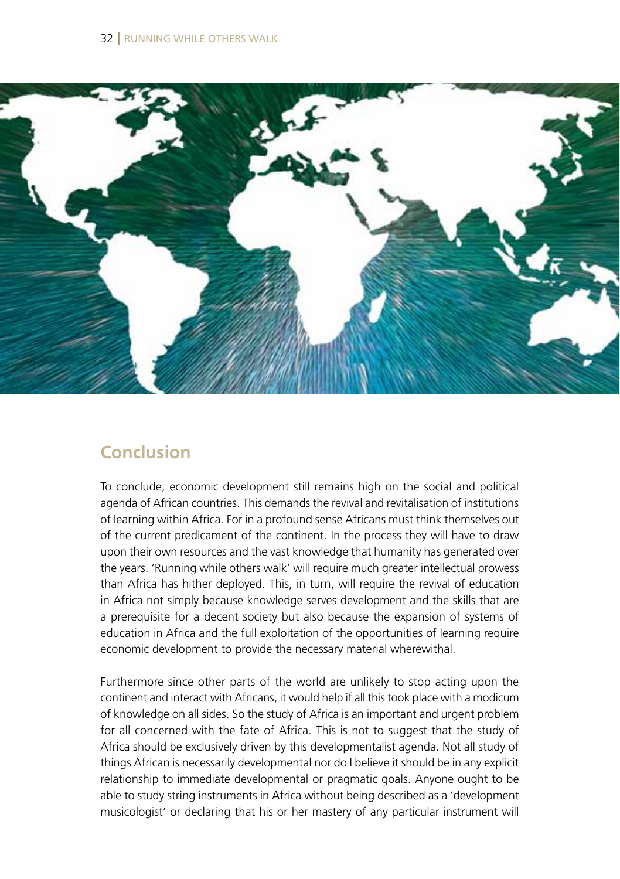## Conclusion

To conclude, economic development still remains high on the social and political agenda of African countries. This demands the revival and revitalisation of institutions of learning within Africa. For in a profound sense Africans must think themselves out of the current predicament of the continent. In the process they will have to draw upon their own resources and the vast knowledge that humanity has generated over the years. 'Running while others walk' will require much greater intellectual prowess than Africa has hither deployed. This, in turn, will require the revival of education in Africa not simply because knowledge serves development and the skills that are a prerequisite for a decent society but also because the expansion of systems of education in Africa and the full exploitation of the opportunities of learning require economic development to provide the necessary material wherewithal.

Furthermore since other parts of the world are unlikely to stop acting upon the continent and interact with Africans, it would help if all this took place with a modicum of knowledge on all sides. So the study of Africa is an important and urgent problem for all concerned with the fate of Africa. This is not to suggest that the study of Africa should be exclusively driven by this developmentalist agenda. Not all study of things African is necessarily developmental nor do I believe it should be in any explicit relationship to immediate developmental or pragmatic goals. Anyone ought to be able to study string instruments in Africa without being described as a 'development musicologist' or declaring that his or her mastery of any particular instrument will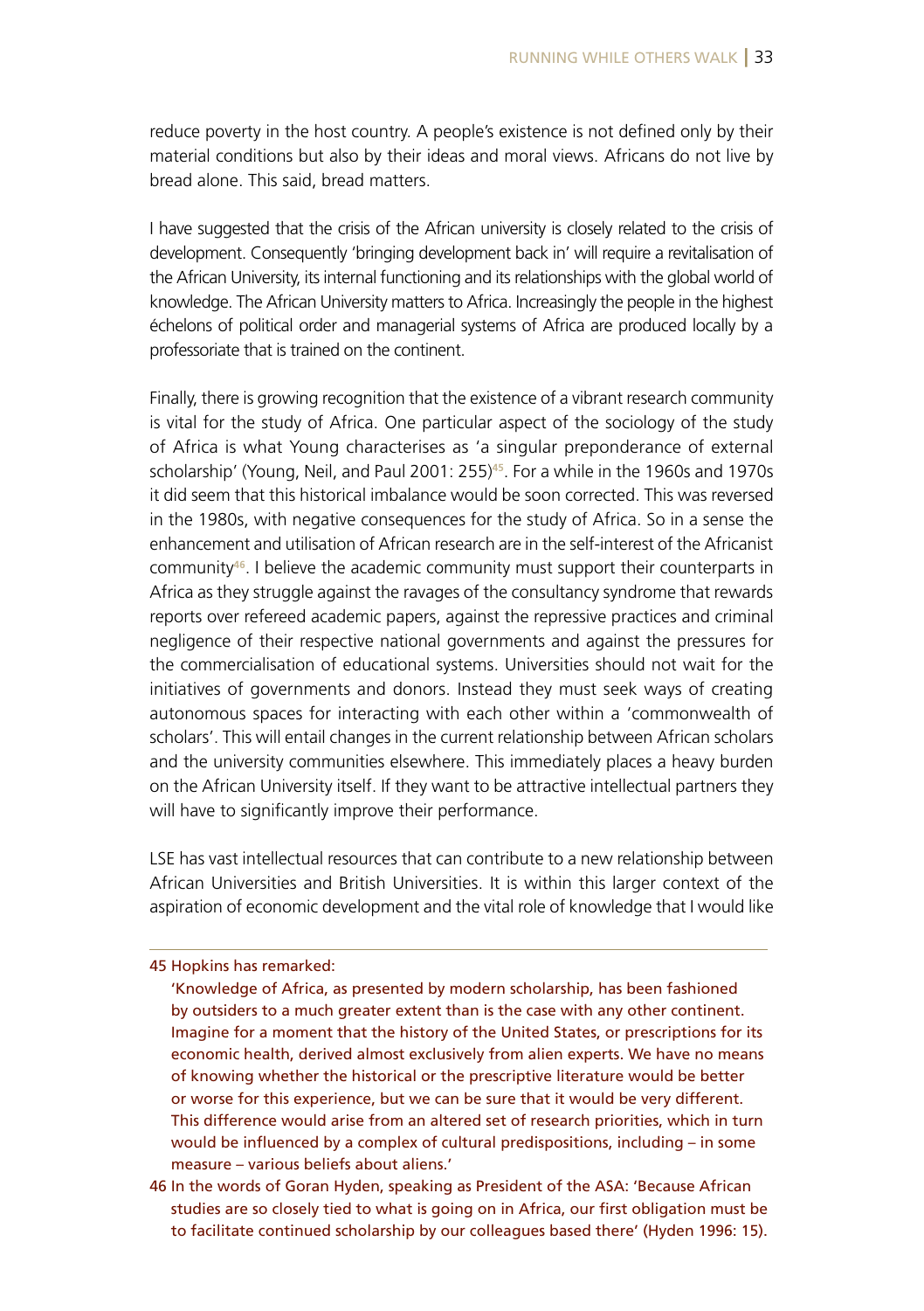reduce poverty in the host country. A people's existence is not defined only by their material conditions but also by their ideas and moral views. Africans do not live by bread alone. This said, bread matters.

I have suggested that the crisis of the African university is closely related to the crisis of development. Consequently 'bringing development back in' will require a revitalisation of the African University, its internal functioning and its relationships with the global world of knowledge. The African University matters to Africa. Increasingly the people in the highest échelons of political order and managerial systems of Africa are produced locally by a professoriate that is trained on the continent.

Finally, there is growing recognition that the existence of a vibrant research community is vital for the study of Africa. One particular aspect of the sociology of the study of Africa is what Young characterises as 'a singular preponderance of external scholarship' (Young, Neil, and Paul 2001: 255)[45]. For a while in the 1960s and 1970s it did seem that this historical imbalance would be soon corrected. This was reversed in the 1980s, with negative consequences for the study of Africa. So in a sense the enhancement and utilisation of African research are in the self-interest of the Africanist community[46]. I believe the academic community must support their counterparts in Africa as they struggle against the ravages of the consultancy syndrome that rewards reports over refereed academic papers, against the repressive practices and criminal negligence of their respective national governments and against the pressures for the commercialisation of educational systems. Universities should not wait for the initiatives of governments and donors. Instead they must seek ways of creating autonomous spaces for interacting with each other within a 'commonwealth of scholars'. This will entail changes in the current relationship between African scholars and the university communities elsewhere. This immediately places a heavy burden on the African University itself. If they want to be attractive intellectual partners they will have to significantly improve their performance.

LSE has vast intellectual resources that can contribute to a new relationship between African Universities and British Universities. It is within this larger context of the aspiration of economic development and the vital role of knowledge that I would like

---

45 Hopkins has remarked:

'Knowledge of Africa, as presented by modern scholarship, has been fashioned by outsiders to a much greater extent than is the case with any other continent. Imagine for a moment that the history of the United States, or prescriptions for its economic health, derived almost exclusively from alien experts. We have no means of knowing whether the historical or the prescriptive literature would be better or worse for this experience, but we can be sure that it would be very different. This difference would arise from an altered set of research priorities, which in turn would be influenced by a complex of cultural predispositions, including – in some measure – various beliefs about aliens.'

46 In the words of Goran Hyden, speaking as President of the ASA: 'Because African studies are so closely tied to what is going on in Africa, our first obligation must be to facilitate continued scholarship by our colleagues based there' (Hyden 1996: 15).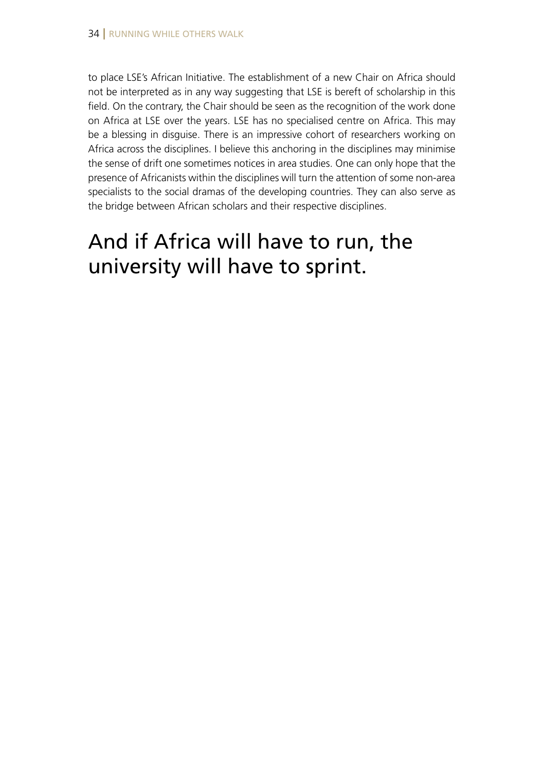to place LSE's African Initiative. The establishment of a new Chair on Africa should not be interpreted as in any way suggesting that LSE is bereft of scholarship in this field. On the contrary, the Chair should be seen as the recognition of the work done on Africa at LSE over the years. LSE has no specialised centre on Africa. This may be a blessing in disguise. There is an impressive cohort of researchers working on Africa across the disciplines. I believe this anchoring in the disciplines may minimise the sense of drift one sometimes notices in area studies. One can only hope that the presence of Africanists within the disciplines will turn the attention of some non-area specialists to the social dramas of the developing countries. They can also serve as the bridge between African scholars and their respective disciplines.

## And if Africa will have to run, the university will have to sprint.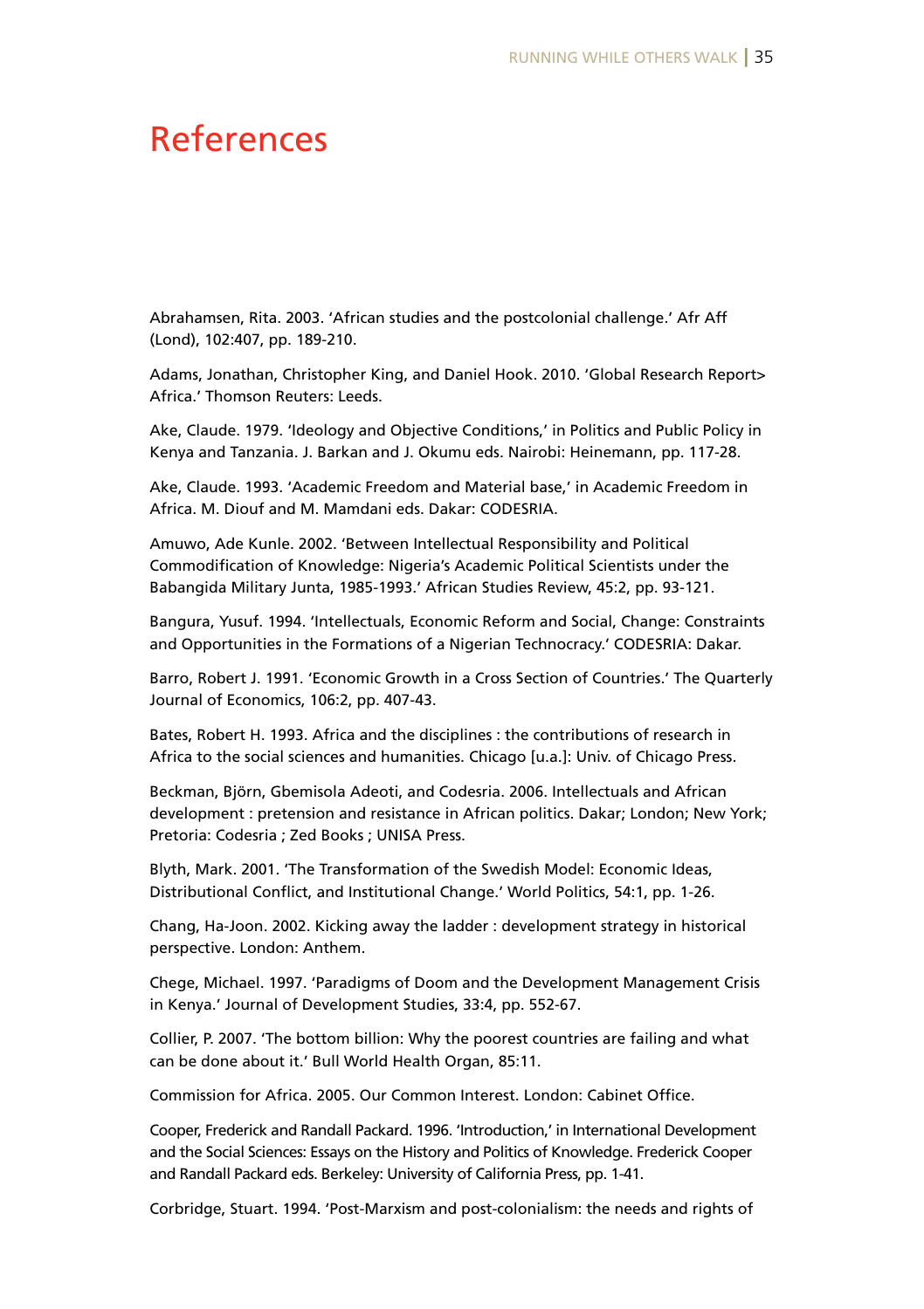# References

Abrahamsen, Rita. 2003. 'African studies and the postcolonial challenge.' Afr Aff (Lond), 102:407, pp. 189-210.

Adams, Jonathan, Christopher King, and Daniel Hook. 2010. 'Global Research Report> Africa.' Thomson Reuters: Leeds.

Ake, Claude. 1979. 'Ideology and Objective Conditions,' in Politics and Public Policy in Kenya and Tanzania. J. Barkan and J. Okumu eds. Nairobi: Heinemann, pp. 117-28.

Ake, Claude. 1993. 'Academic Freedom and Material base,' in Academic Freedom in Africa. M. Diouf and M. Mamdani eds. Dakar: CODESRIA.

Amuwo, Ade Kunle. 2002. 'Between Intellectual Responsibility and Political Commodification of Knowledge: Nigeria's Academic Political Scientists under the Babangida Military Junta, 1985-1993.' African Studies Review, 45:2, pp. 93-121.

Bangura, Yusuf. 1994. 'Intellectuals, Economic Reform and Social, Change: Constraints and Opportunities in the Formations of a Nigerian Technocracy.' CODESRIA: Dakar.

Barro, Robert J. 1991. 'Economic Growth in a Cross Section of Countries.' The Quarterly Journal of Economics, 106:2, pp. 407-43.

Bates, Robert H. 1993. Africa and the disciplines : the contributions of research in Africa to the social sciences and humanities. Chicago [u.a.]: Univ. of Chicago Press.

Beckman, Björn, Gbemisola Adeoti, and Codesria. 2006. Intellectuals and African development : pretension and resistance in African politics. Dakar; London; New York; Pretoria: Codesria ; Zed Books ; UNISA Press.

Blyth, Mark. 2001. 'The Transformation of the Swedish Model: Economic Ideas, Distributional Conflict, and Institutional Change.' World Politics, 54:1, pp. 1-26.

Chang, Ha-Joon. 2002. Kicking away the ladder : development strategy in historical perspective. London: Anthem.

Chege, Michael. 1997. 'Paradigms of Doom and the Development Management Crisis in Kenya.' Journal of Development Studies, 33:4, pp. 552-67.

Collier, P. 2007. 'The bottom billion: Why the poorest countries are failing and what can be done about it.' Bull World Health Organ, 85:11.

Commission for Africa. 2005. Our Common Interest. London: Cabinet Office.

Cooper, Frederick and Randall Packard. 1996. 'Introduction,' in International Development and the Social Sciences: Essays on the History and Politics of Knowledge. Frederick Cooper and Randall Packard eds. Berkeley: University of California Press, pp. 1-41.

Corbridge, Stuart. 1994. 'Post-Marxism and post-colonialism: the needs and rights of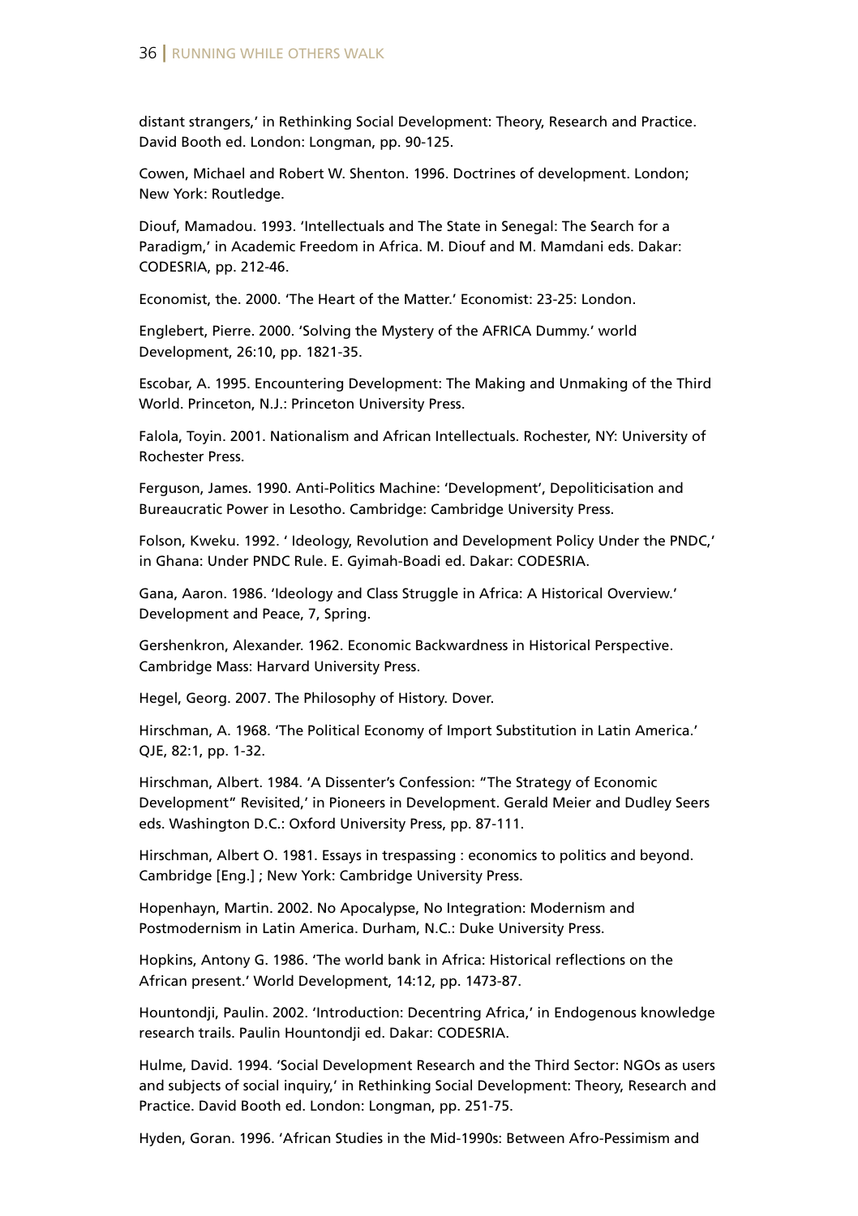distant strangers,' in Rethinking Social Development: Theory, Research and Practice. David Booth ed. London: Longman, pp. 90-125.

Cowen, Michael and Robert W. Shenton. 1996. Doctrines of development. London; New York: Routledge.

Diouf, Mamadou. 1993. 'Intellectuals and The State in Senegal: The Search for a Paradigm,' in Academic Freedom in Africa. M. Diouf and M. Mamdani eds. Dakar: CODESRIA, pp. 212-46.

Economist, the. 2000. 'The Heart of the Matter.' Economist: 23-25: London.

Englebert, Pierre. 2000. 'Solving the Mystery of the AFRICA Dummy.' world Development, 26:10, pp. 1821-35.

Escobar, A. 1995. Encountering Development: The Making and Unmaking of the Third World. Princeton, N.J.: Princeton University Press.

Falola, Toyin. 2001. Nationalism and African Intellectuals. Rochester, NY: University of Rochester Press.

Ferguson, James. 1990. Anti-Politics Machine: 'Development', Depoliticisation and Bureaucratic Power in Lesotho. Cambridge: Cambridge University Press.

Folson, Kweku. 1992. ' Ideology, Revolution and Development Policy Under the PNDC,' in Ghana: Under PNDC Rule. E. Gyimah-Boadi ed. Dakar: CODESRIA.

Gana, Aaron. 1986. 'Ideology and Class Struggle in Africa: A Historical Overview.' Development and Peace, 7, Spring.

Gershenkron, Alexander. 1962. Economic Backwardness in Historical Perspective. Cambridge Mass: Harvard University Press.

Hegel, Georg. 2007. The Philosophy of History. Dover.

Hirschman, A. 1968. 'The Political Economy of Import Substitution in Latin America.' QJE, 82:1, pp. 1-32.

Hirschman, Albert. 1984. 'A Dissenter's Confession: "The Strategy of Economic Development" Revisited,' in Pioneers in Development. Gerald Meier and Dudley Seers eds. Washington D.C.: Oxford University Press, pp. 87-111.

Hirschman, Albert O. 1981. Essays in trespassing : economics to politics and beyond. Cambridge [Eng.] ; New York: Cambridge University Press.

Hopenhayn, Martin. 2002. No Apocalypse, No Integration: Modernism and Postmodernism in Latin America. Durham, N.C.: Duke University Press.

Hopkins, Antony G. 1986. 'The world bank in Africa: Historical reflections on the African present.' World Development, 14:12, pp. 1473-87.

Hountondji, Paulin. 2002. 'Introduction: Decentring Africa,' in Endogenous knowledge research trails. Paulin Hountondji ed. Dakar: CODESRIA.

Hulme, David. 1994. 'Social Development Research and the Third Sector: NGOs as users and subjects of social inquiry,' in Rethinking Social Development: Theory, Research and Practice. David Booth ed. London: Longman, pp. 251-75.

Hyden, Goran. 1996. 'African Studies in the Mid-1990s: Between Afro-Pessimism and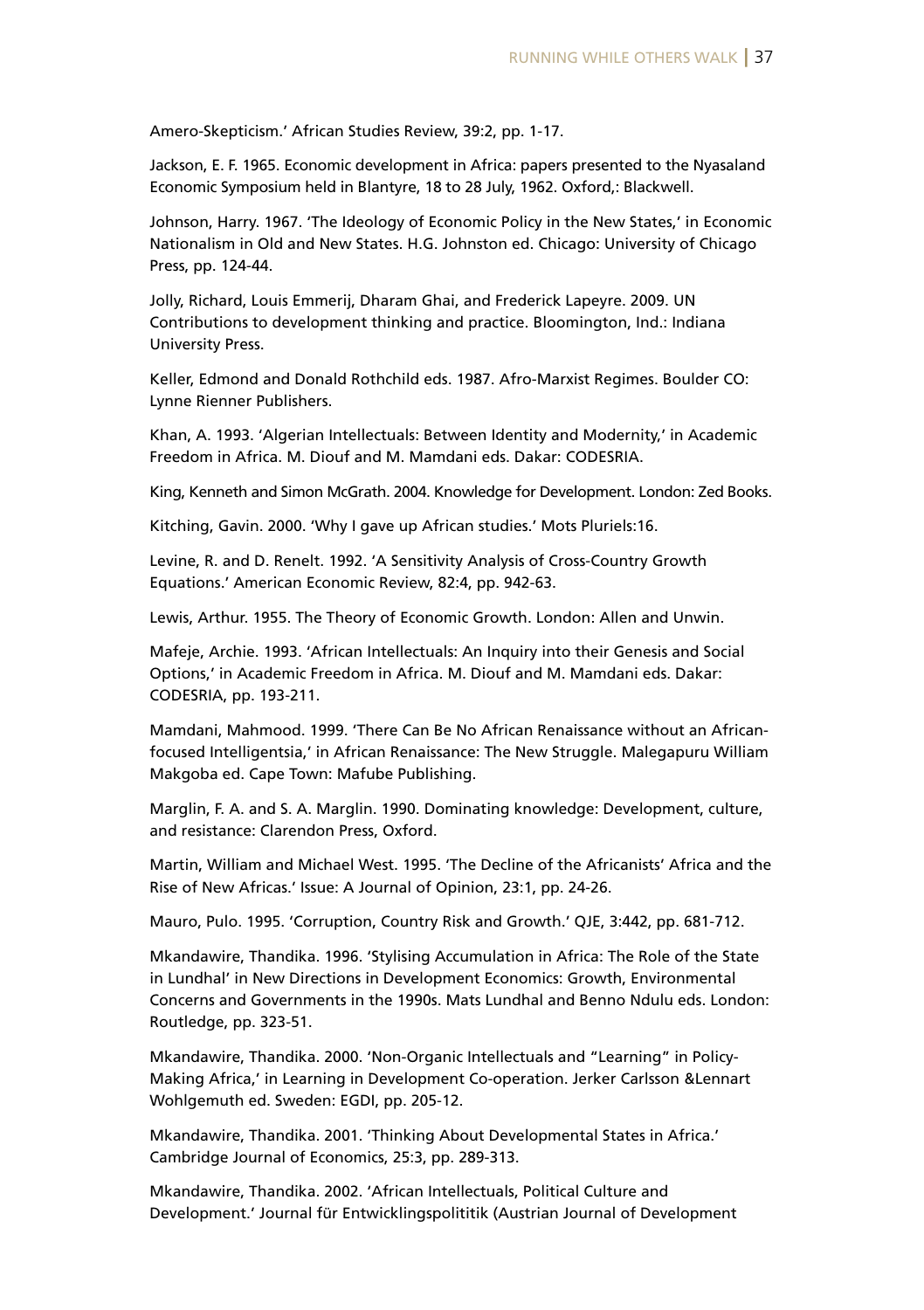Amero-Skepticism.' African Studies Review, 39:2, pp. 1-17.

Jackson, E. F. 1965. Economic development in Africa: papers presented to the Nyasaland Economic Symposium held in Blantyre, 18 to 28 July, 1962. Oxford,: Blackwell.

Johnson, Harry. 1967. 'The Ideology of Economic Policy in the New States,' in Economic Nationalism in Old and New States. H.G. Johnston ed. Chicago: University of Chicago Press, pp. 124-44.

Jolly, Richard, Louis Emmerij, Dharam Ghai, and Frederick Lapeyre. 2009. UN Contributions to development thinking and practice. Bloomington, Ind.: Indiana University Press.

Keller, Edmond and Donald Rothchild eds. 1987. Afro-Marxist Regimes. Boulder CO: Lynne Rienner Publishers.

Khan, A. 1993. 'Algerian Intellectuals: Between Identity and Modernity,' in Academic Freedom in Africa. M. Diouf and M. Mamdani eds. Dakar: CODESRIA.

King, Kenneth and Simon McGrath. 2004. Knowledge for Development. London: Zed Books.

Kitching, Gavin. 2000. 'Why I gave up African studies.' Mots Pluriels:16.

Levine, R. and D. Renelt. 1992. 'A Sensitivity Analysis of Cross-Country Growth Equations.' American Economic Review, 82:4, pp. 942-63.

Lewis, Arthur. 1955. The Theory of Economic Growth. London: Allen and Unwin.

Mafeje, Archie. 1993. 'African Intellectuals: An Inquiry into their Genesis and Social Options,' in Academic Freedom in Africa. M. Diouf and M. Mamdani eds. Dakar: CODESRIA, pp. 193-211.

Mamdani, Mahmood. 1999. 'There Can Be No African Renaissance without an African-focused Intelligentsia,' in African Renaissance: The New Struggle. Malegapuru William Makgoba ed. Cape Town: Mafube Publishing.

Marglin, F. A. and S. A. Marglin. 1990. Dominating knowledge: Development, culture, and resistance: Clarendon Press, Oxford.

Martin, William and Michael West. 1995. 'The Decline of the Africanists' Africa and the Rise of New Africas.' Issue: A Journal of Opinion, 23:1, pp. 24-26.

Mauro, Pulo. 1995. 'Corruption, Country Risk and Growth.' QJE, 3:442, pp. 681-712.

Mkandawire, Thandika. 1996. 'Stylising Accumulation in Africa: The Role of the State in Lundhal' in New Directions in Development Economics: Growth, Environmental Concerns and Governments in the 1990s. Mats Lundhal and Benno Ndulu eds. London: Routledge, pp. 323-51.

Mkandawire, Thandika. 2000. 'Non-Organic Intellectuals and "Learning" in Policy-Making Africa,' in Learning in Development Co-operation. Jerker Carlsson &Lennart Wohlgemuth ed. Sweden: EGDI, pp. 205-12.

Mkandawire, Thandika. 2001. 'Thinking About Developmental States in Africa.' Cambridge Journal of Economics, 25:3, pp. 289-313.

Mkandawire, Thandika. 2002. 'African Intellectuals, Political Culture and Development.' Journal für Entwicklingspolititik (Austrian Journal of Development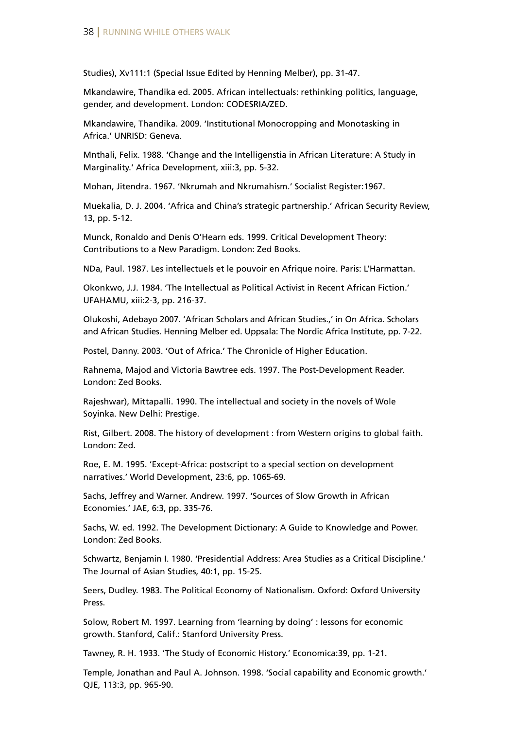Studies), Xv111:1 (Special Issue Edited by Henning Melber), pp. 31-47.

Mkandawire, Thandika ed. 2005. African intellectuals: rethinking politics, language, gender, and development. London: CODESRIA/ZED.

Mkandawire, Thandika. 2009. 'Institutional Monocropping and Monotasking in Africa.' UNRISD: Geneva.

Mnthali, Felix. 1988. 'Change and the Intelligenstia in African Literature: A Study in Marginality.' Africa Development, xiii:3, pp. 5-32.

Mohan, Jitendra. 1967. 'Nkrumah and Nkrumahism.' Socialist Register:1967.

Muekalia, D. J. 2004. 'Africa and China's strategic partnership.' African Security Review, 13, pp. 5-12.

Munck, Ronaldo and Denis O'Hearn eds. 1999. Critical Development Theory: Contributions to a New Paradigm. London: Zed Books.

NDa, Paul. 1987. Les intellectuels et le pouvoir en Afrique noire. Paris: L'Harmattan.

Okonkwo, J.J. 1984. 'The Intellectual as Political Activist in Recent African Fiction.' UFAHAMU, xiii:2-3, pp. 216-37.

Olukoshi, Adebayo 2007. 'African Scholars and African Studies.,' in On Africa. Scholars and African Studies. Henning Melber ed. Uppsala: The Nordic Africa Institute, pp. 7-22.

Postel, Danny. 2003. 'Out of Africa.' The Chronicle of Higher Education.

Rahnema, Majod and Victoria Bawtree eds. 1997. The Post-Development Reader. London: Zed Books.

Rajeshwar), Mittapalli. 1990. The intellectual and society in the novels of Wole Soyinka. New Delhi: Prestige.

Rist, Gilbert. 2008. The history of development : from Western origins to global faith. London: Zed.

Roe, E. M. 1995. 'Except-Africa: postscript to a special section on development narratives.' World Development, 23:6, pp. 1065-69.

Sachs, Jeffrey and Warner. Andrew. 1997. 'Sources of Slow Growth in African Economies.' JAE, 6:3, pp. 335-76.

Sachs, W. ed. 1992. The Development Dictionary: A Guide to Knowledge and Power. London: Zed Books.

Schwartz, Benjamin I. 1980. 'Presidential Address: Area Studies as a Critical Discipline.' The Journal of Asian Studies, 40:1, pp. 15-25.

Seers, Dudley. 1983. The Political Economy of Nationalism. Oxford: Oxford University Press.

Solow, Robert M. 1997. Learning from 'learning by doing' : lessons for economic growth. Stanford, Calif.: Stanford University Press.

Tawney, R. H. 1933. 'The Study of Economic History.' Economica:39, pp. 1-21.

Temple, Jonathan and Paul A. Johnson. 1998. 'Social capability and Economic growth.' QJE, 113:3, pp. 965-90.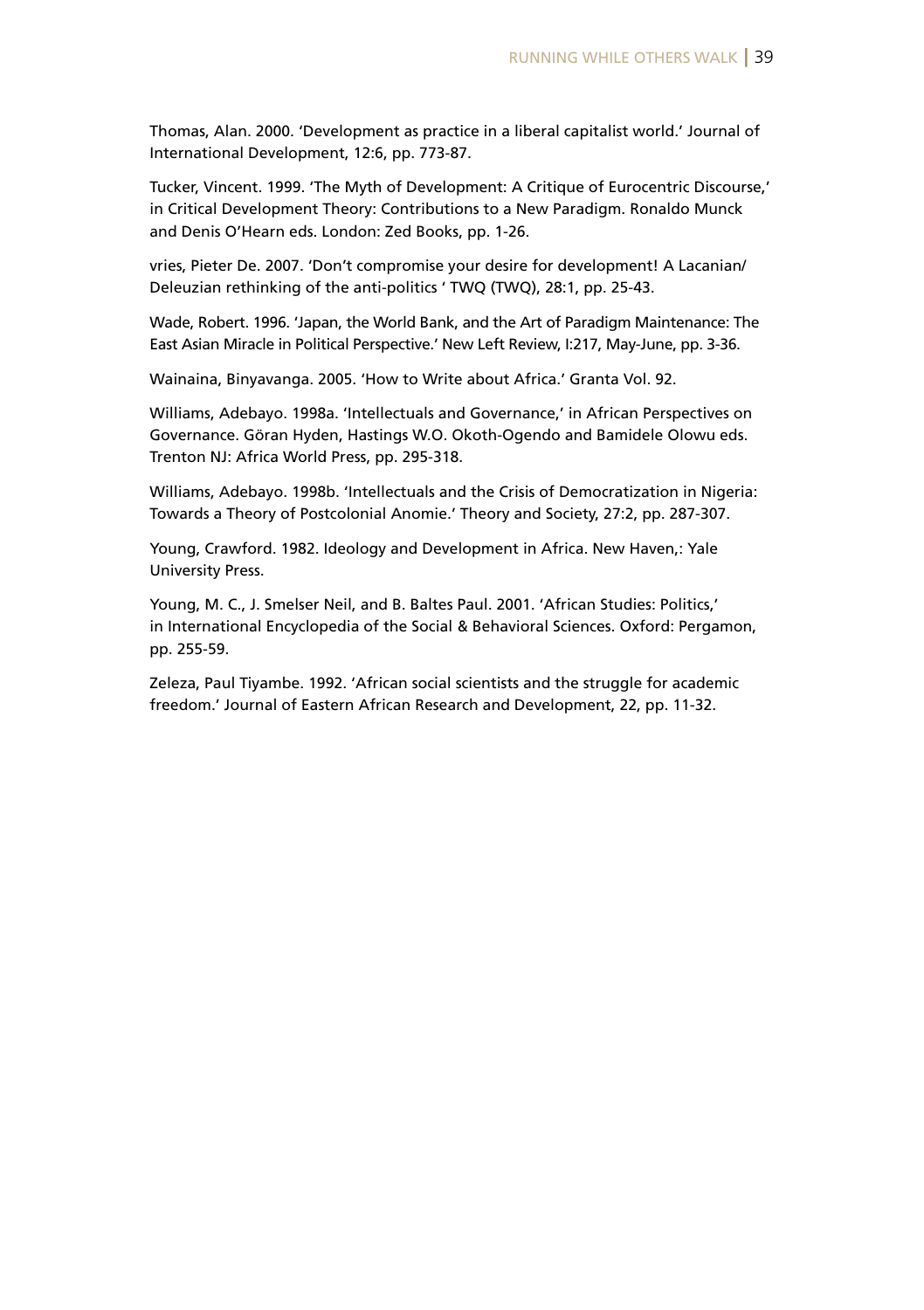Thomas, Alan. 2000. 'Development as practice in a liberal capitalist world.' Journal of International Development, 12:6, pp. 773-87.

Tucker, Vincent. 1999. 'The Myth of Development: A Critique of Eurocentric Discourse,' in Critical Development Theory: Contributions to a New Paradigm. Ronaldo Munck and Denis O'Hearn eds. London: Zed Books, pp. 1-26.

vries, Pieter De. 2007. 'Don't compromise your desire for development! A Lacanian/ Deleuzian rethinking of the anti-politics ' TWQ (TWQ), 28:1, pp. 25-43.

Wade, Robert. 1996. 'Japan, the World Bank, and the Art of Paradigm Maintenance: The East Asian Miracle in Political Perspective.' New Left Review, I:217, May-June, pp. 3-36.

Wainaina, Binyavanga. 2005. 'How to Write about Africa.' Granta Vol. 92.

Williams, Adebayo. 1998a. 'Intellectuals and Governance,' in African Perspectives on Governance. Göran Hyden, Hastings W.O. Okoth-Ogendo and Bamidele Olowu eds. Trenton NJ: Africa World Press, pp. 295-318.

Williams, Adebayo. 1998b. 'Intellectuals and the Crisis of Democratization in Nigeria: Towards a Theory of Postcolonial Anomie.' Theory and Society, 27:2, pp. 287-307.

Young, Crawford. 1982. Ideology and Development in Africa. New Haven,: Yale University Press.

Young, M. C., J. Smelser Neil, and B. Baltes Paul. 2001. 'African Studies: Politics,' in International Encyclopedia of the Social & Behavioral Sciences. Oxford: Pergamon, pp. 255-59.

Zeleza, Paul Tiyambe. 1992. 'African social scientists and the struggle for academic freedom.' Journal of Eastern African Research and Development, 22, pp. 11-32.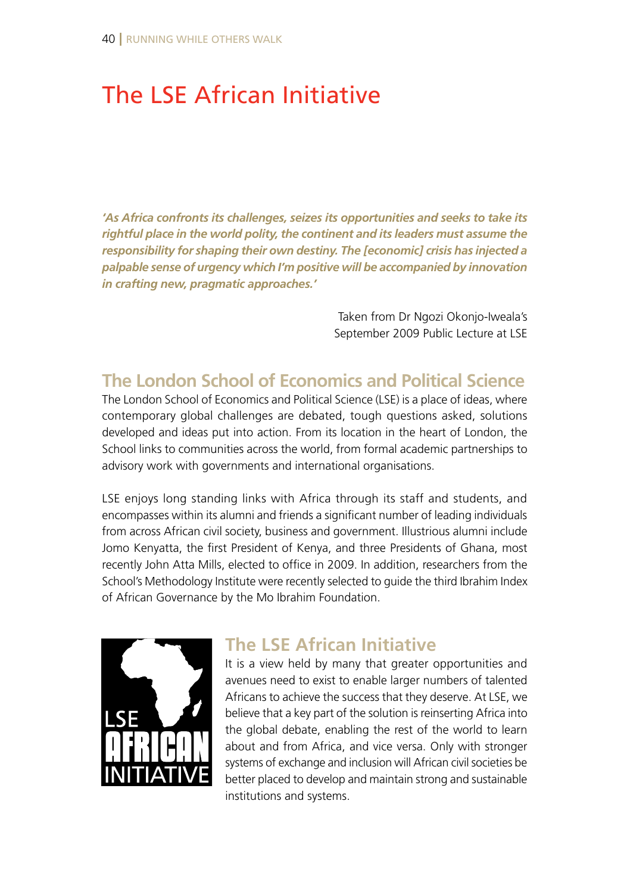# The LSE African Initiative

***'As Africa confronts its challenges, seizes its opportunities and seeks to take its rightful place in the world polity, the continent and its leaders must assume the responsibility for shaping their own destiny. The [economic] crisis has injected a palpable sense of urgency which I'm positive will be accompanied by innovation in crafting new, pragmatic approaches.'***

Taken from Dr Ngozi Okonjo-Iweala's
September 2009 Public Lecture at LSE

## The London School of Economics and Political Science

The London School of Economics and Political Science (LSE) is a place of ideas, where contemporary global challenges are debated, tough questions asked, solutions developed and ideas put into action. From its location in the heart of London, the School links to communities across the world, from formal academic partnerships to advisory work with governments and international organisations.

LSE enjoys long standing links with Africa through its staff and students, and encompasses within its alumni and friends a significant number of leading individuals from across African civil society, business and government. Illustrious alumni include Jomo Kenyatta, the first President of Kenya, and three Presidents of Ghana, most recently John Atta Mills, elected to office in 2009. In addition, researchers from the School's Methodology Institute were recently selected to guide the third Ibrahim Index of African Governance by the Mo Ibrahim Foundation.

## The LSE African Initiative

It is a view held by many that greater opportunities and avenues need to exist to enable larger numbers of talented Africans to achieve the success that they deserve. At LSE, we believe that a key part of the solution is reinserting Africa into the global debate, enabling the rest of the world to learn about and from Africa, and vice versa. Only with stronger systems of exchange and inclusion will African civil societies be better placed to develop and maintain strong and sustainable institutions and systems.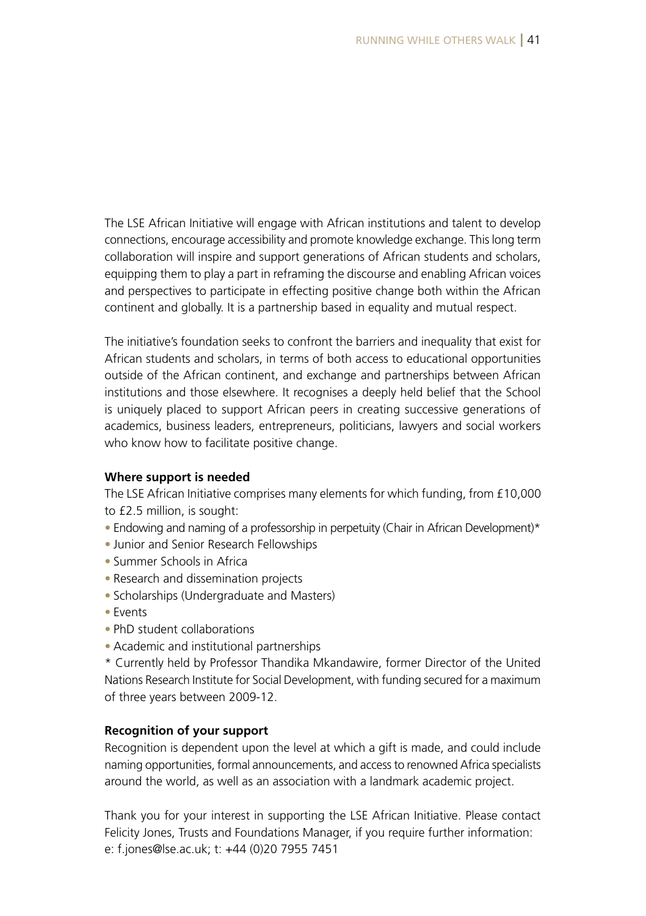The LSE African Initiative will engage with African institutions and talent to develop connections, encourage accessibility and promote knowledge exchange. This long term collaboration will inspire and support generations of African students and scholars, equipping them to play a part in reframing the discourse and enabling African voices and perspectives to participate in effecting positive change both within the African continent and globally. It is a partnership based in equality and mutual respect.

The initiative's foundation seeks to confront the barriers and inequality that exist for African students and scholars, in terms of both access to educational opportunities outside of the African continent, and exchange and partnerships between African institutions and those elsewhere. It recognises a deeply held belief that the School is uniquely placed to support African peers in creating successive generations of academics, business leaders, entrepreneurs, politicians, lawyers and social workers who know how to facilitate positive change.

**Where support is needed**

The LSE African Initiative comprises many elements for which funding, from £10,000 to £2.5 million, is sought:

- Endowing and naming of a professorship in perpetuity (Chair in African Development)*
- Junior and Senior Research Fellowships
- Summer Schools in Africa
- Research and dissemination projects
- Scholarships (Undergraduate and Masters)
- Events
- PhD student collaborations
- Academic and institutional partnerships

* Currently held by Professor Thandika Mkandawire, former Director of the United Nations Research Institute for Social Development, with funding secured for a maximum of three years between 2009-12.

**Recognition of your support**

Recognition is dependent upon the level at which a gift is made, and could include naming opportunities, formal announcements, and access to renowned Africa specialists around the world, as well as an association with a landmark academic project.

Thank you for your interest in supporting the LSE African Initiative. Please contact Felicity Jones, Trusts and Foundations Manager, if you require further information:
e: f.jones@lse.ac.uk; t: +44 (0)20 7955 7451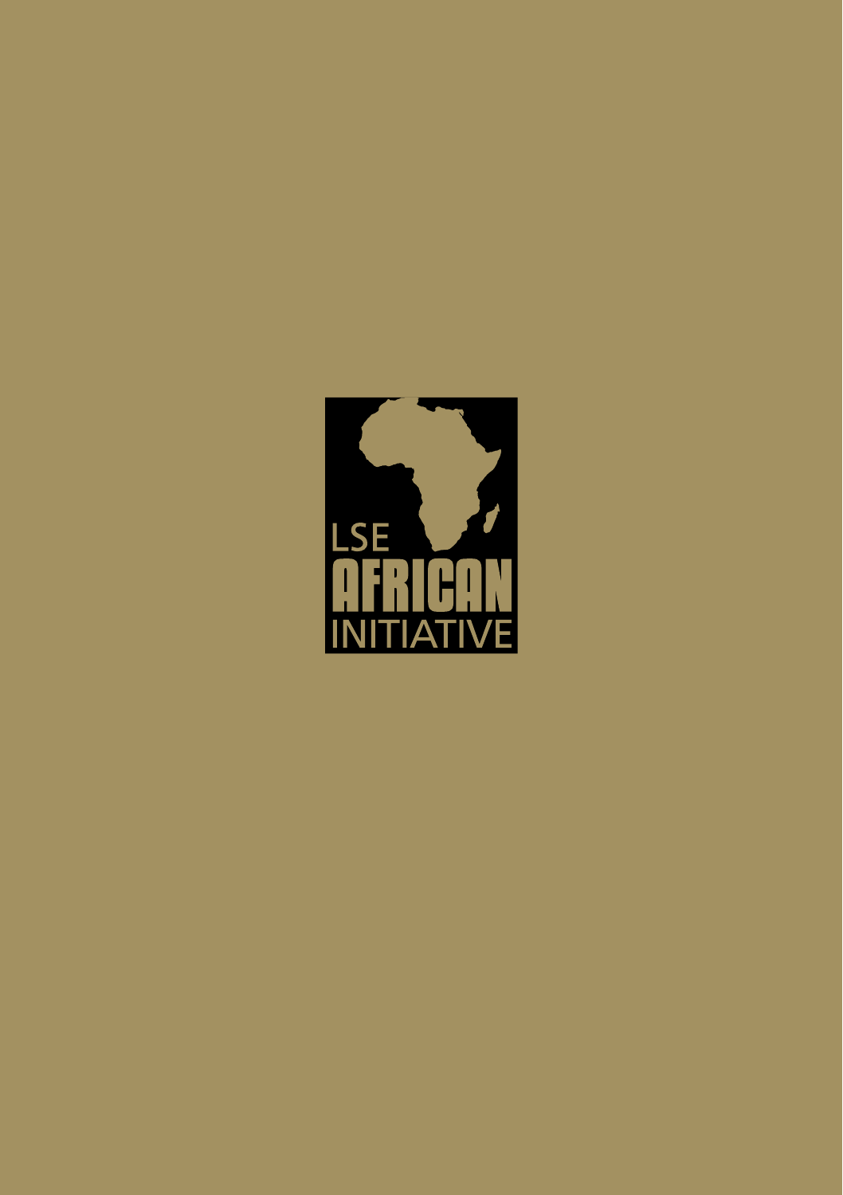LSE
AFRICAN
INITIATIVE